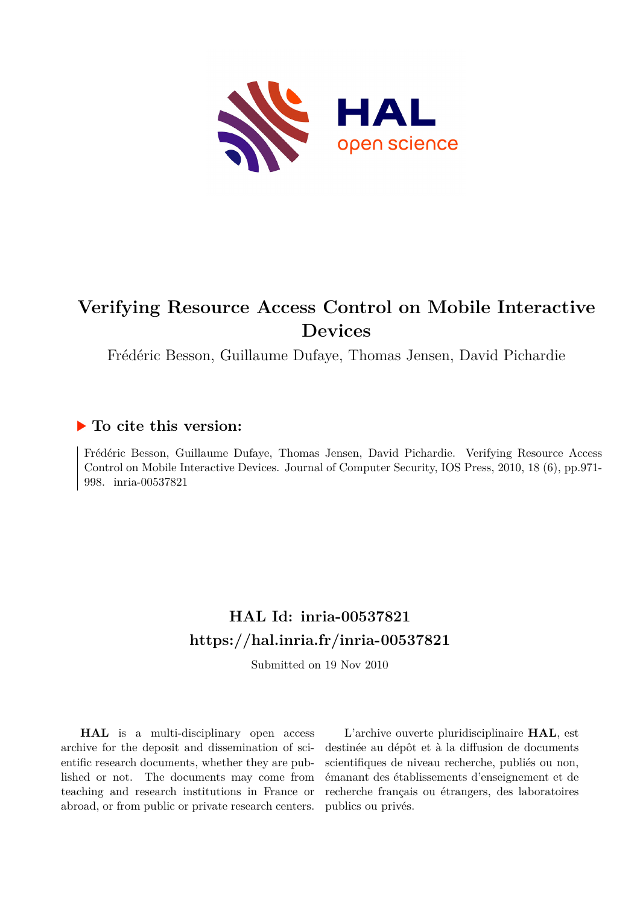# Verifying Resource Access Control on Mobile Interactive Devices

Frédéric Besson, Guillaume Dufaye, Thomas Jensen, David Pichardie

## ▶ To cite this version:

Frédéric Besson, Guillaume Dufaye, Thomas Jensen, David Pichardie. Verifying Resource Access Control on Mobile Interactive Devices. Journal of Computer Security, IOS Press, 2010, 18 (6), pp.971-998. inria-00537821

## HAL Id: inria-00537821
## https://hal.inria.fr/inria-00537821

Submitted on 19 Nov 2010

**HAL** is a multi-disciplinary open access archive for the deposit and dissemination of scientific research documents, whether they are published or not. The documents may come from teaching and research institutions in France or abroad, or from public or private research centers.

L'archive ouverte pluridisciplinaire **HAL**, est destinée au dépôt et à la diffusion de documents scientifiques de niveau recherche, publiés ou non, émanant des établissements d'enseignement et de recherche français ou étrangers, des laboratoires publics ou privés.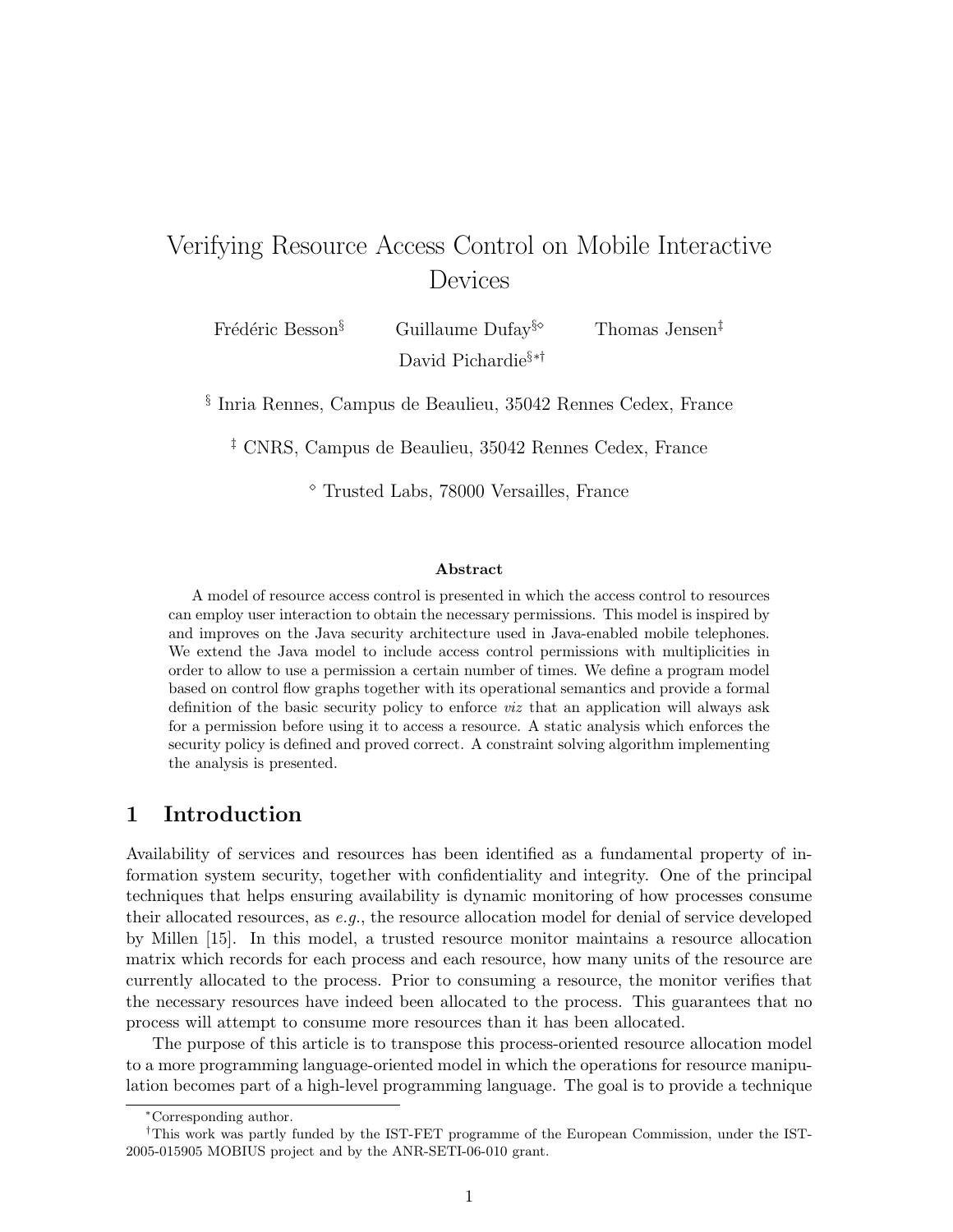# Verifying Resource Access Control on Mobile Interactive Devices

Frédéric Besson[§] Guillaume Dufay[§◇] Thomas Jensen[‡]
David Pichardie[§*†]

[§] Inria Rennes, Campus de Beaulieu, 35042 Rennes Cedex, France

[‡] CNRS, Campus de Beaulieu, 35042 Rennes Cedex, France

[◇] Trusted Labs, 78000 Versailles, France

**Abstract**

A model of resource access control is presented in which the access control to resources can employ user interaction to obtain the necessary permissions. This model is inspired by and improves on the Java security architecture used in Java-enabled mobile telephones. We extend the Java model to include access control permissions with multiplicities in order to allow to use a permission a certain number of times. We define a program model based on control flow graphs together with its operational semantics and provide a formal definition of the basic security policy to enforce *viz* that an application will always ask for a permission before using it to access a resource. A static analysis which enforces the security policy is defined and proved correct. A constraint solving algorithm implementing the analysis is presented.

## 1 Introduction

Availability of services and resources has been identified as a fundamental property of information system security, together with confidentiality and integrity. One of the principal techniques that helps ensuring availability is dynamic monitoring of how processes consume their allocated resources, as *e.g.*, the resource allocation model for denial of service developed by Millen [15]. In this model, a trusted resource monitor maintains a resource allocation matrix which records for each process and each resource, how many units of the resource are currently allocated to the process. Prior to consuming a resource, the monitor verifies that the necessary resources have indeed been allocated to the process. This guarantees that no process will attempt to consume more resources than it has been allocated.

The purpose of this article is to transpose this process-oriented resource allocation model to a more programming language-oriented model in which the operations for resource manipulation becomes part of a high-level programming language. The goal is to provide a technique

---

*Corresponding author.

†This work was partly funded by the IST-FET programme of the European Commission, under the IST-2005-015905 MOBIUS project and by the ANR-SETI-06-010 grant.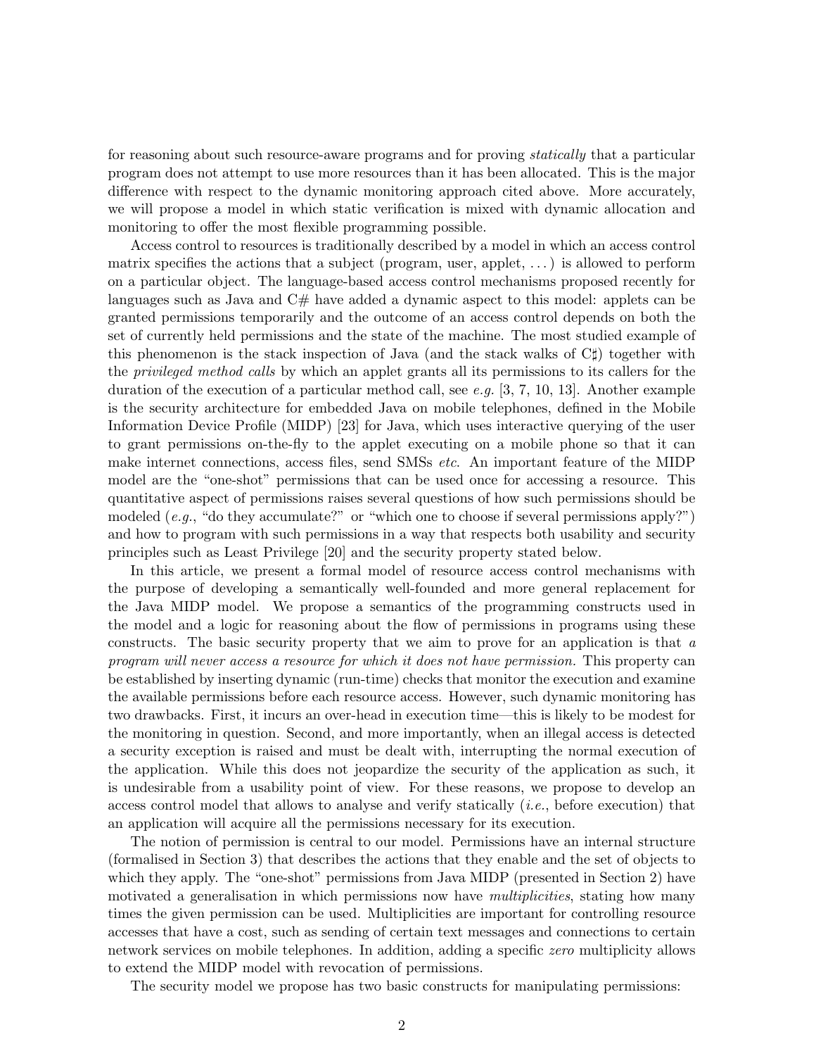for reasoning about such resource-aware programs and for proving *statically* that a particular program does not attempt to use more resources than it has been allocated. This is the major difference with respect to the dynamic monitoring approach cited above. More accurately, we will propose a model in which static verification is mixed with dynamic allocation and monitoring to offer the most flexible programming possible.

Access control to resources is traditionally described by a model in which an access control matrix specifies the actions that a subject (program, user, applet, ...) is allowed to perform on a particular object. The language-based access control mechanisms proposed recently for languages such as Java and C# have added a dynamic aspect to this model: applets can be granted permissions temporarily and the outcome of an access control depends on both the set of currently held permissions and the state of the machine. The most studied example of this phenomenon is the stack inspection of Java (and the stack walks of C♯) together with the *privileged method calls* by which an applet grants all its permissions to its callers for the duration of the execution of a particular method call, see *e.g.* [3, 7, 10, 13]. Another example is the security architecture for embedded Java on mobile telephones, defined in the Mobile Information Device Profile (MIDP) [23] for Java, which uses interactive querying of the user to grant permissions on-the-fly to the applet executing on a mobile phone so that it can make internet connections, access files, send SMSs *etc*. An important feature of the MIDP model are the "one-shot" permissions that can be used once for accessing a resource. This quantitative aspect of permissions raises several questions of how such permissions should be modeled (*e.g.*, "do they accumulate?" or "which one to choose if several permissions apply?") and how to program with such permissions in a way that respects both usability and security principles such as Least Privilege [20] and the security property stated below.

In this article, we present a formal model of resource access control mechanisms with the purpose of developing a semantically well-founded and more general replacement for the Java MIDP model. We propose a semantics of the programming constructs used in the model and a logic for reasoning about the flow of permissions in programs using these constructs. The basic security property that we aim to prove for an application is that *a program will never access a resource for which it does not have permission.* This property can be established by inserting dynamic (run-time) checks that monitor the execution and examine the available permissions before each resource access. However, such dynamic monitoring has two drawbacks. First, it incurs an over-head in execution time—this is likely to be modest for the monitoring in question. Second, and more importantly, when an illegal access is detected a security exception is raised and must be dealt with, interrupting the normal execution of the application. While this does not jeopardize the security of the application as such, it is undesirable from a usability point of view. For these reasons, we propose to develop an access control model that allows to analyse and verify statically (*i.e.*, before execution) that an application will acquire all the permissions necessary for its execution.

The notion of permission is central to our model. Permissions have an internal structure (formalised in Section 3) that describes the actions that they enable and the set of objects to which they apply. The "one-shot" permissions from Java MIDP (presented in Section 2) have motivated a generalisation in which permissions now have *multiplicities*, stating how many times the given permission can be used. Multiplicities are important for controlling resource accesses that have a cost, such as sending of certain text messages and connections to certain network services on mobile telephones. In addition, adding a specific *zero* multiplicity allows to extend the MIDP model with revocation of permissions.

The security model we propose has two basic constructs for manipulating permissions: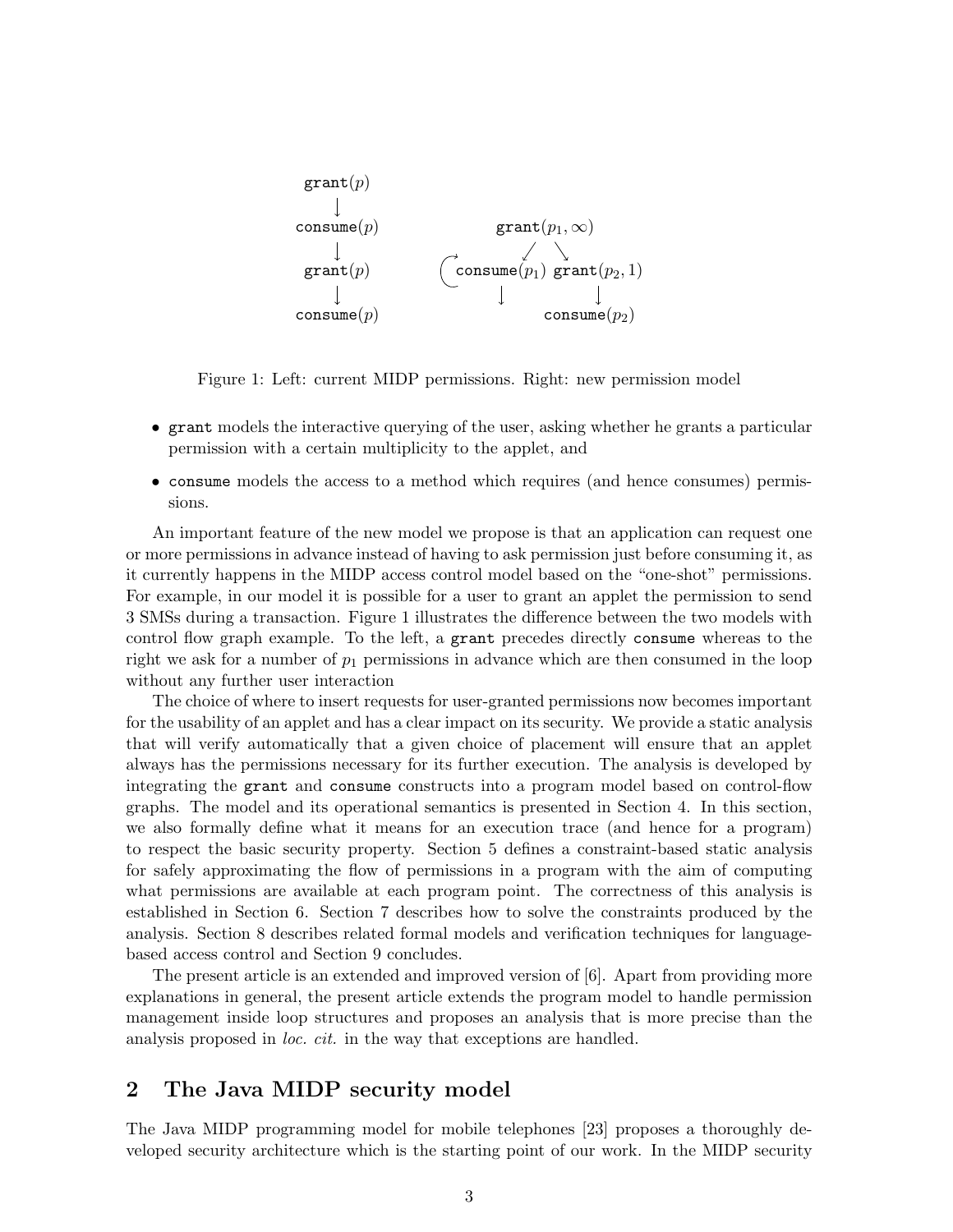```
grant(p)
   ↓
consume(p)                    grant(p1, ∞)
   ↓                            ↙    ↘
grant(p)               ↻ consume(p1)  grant(p2, 1)
   ↓                         ↓             ↓
consume(p)                              consume(p2)
```

Figure 1: Left: current MIDP permissions. Right: new permission model

- `grant` models the interactive querying of the user, asking whether he grants a particular permission with a certain multiplicity to the applet, and
- `consume` models the access to a method which requires (and hence consumes) permissions.

An important feature of the new model we propose is that an application can request one or more permissions in advance instead of having to ask permission just before consuming it, as it currently happens in the MIDP access control model based on the "one-shot" permissions. For example, in our model it is possible for a user to grant an applet the permission to send 3 SMSs during a transaction. Figure 1 illustrates the difference between the two models with control flow graph example. To the left, a `grant` precedes directly `consume` whereas to the right we ask for a number of $p_1$ permissions in advance which are then consumed in the loop without any further user interaction

The choice of where to insert requests for user-granted permissions now becomes important for the usability of an applet and has a clear impact on its security. We provide a static analysis that will verify automatically that a given choice of placement will ensure that an applet always has the permissions necessary for its further execution. The analysis is developed by integrating the `grant` and `consume` constructs into a program model based on control-flow graphs. The model and its operational semantics is presented in Section 4. In this section, we also formally define what it means for an execution trace (and hence for a program) to respect the basic security property. Section 5 defines a constraint-based static analysis for safely approximating the flow of permissions in a program with the aim of computing what permissions are available at each program point. The correctness of this analysis is established in Section 6. Section 7 describes how to solve the constraints produced by the analysis. Section 8 describes related formal models and verification techniques for language-based access control and Section 9 concludes.

The present article is an extended and improved version of [6]. Apart from providing more explanations in general, the present article extends the program model to handle permission management inside loop structures and proposes an analysis that is more precise than the analysis proposed in *loc. cit.* in the way that exceptions are handled.

## 2 The Java MIDP security model

The Java MIDP programming model for mobile telephones [23] proposes a thoroughly developed security architecture which is the starting point of our work. In the MIDP security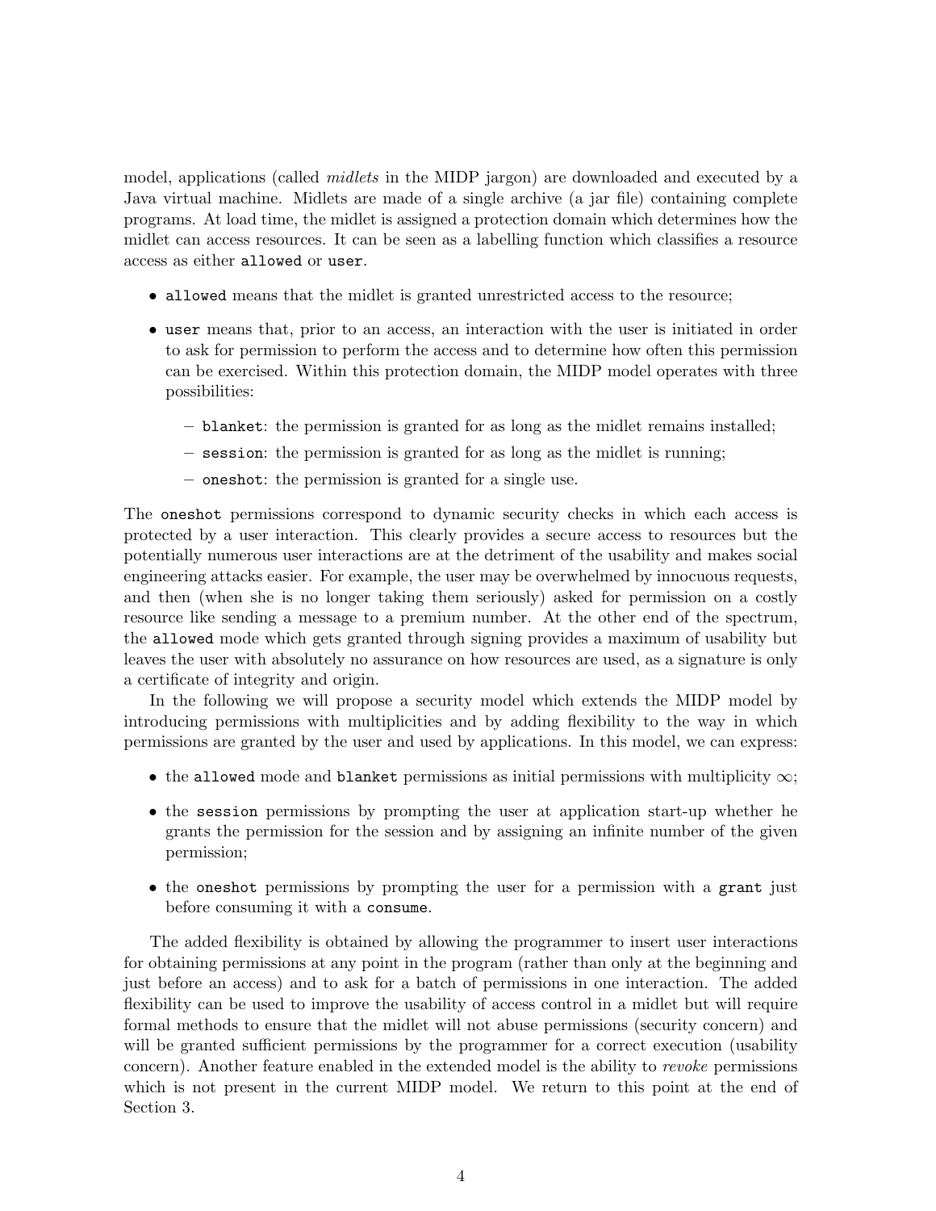model, applications (called *midlets* in the MIDP jargon) are downloaded and executed by a Java virtual machine. Midlets are made of a single archive (a jar file) containing complete programs. At load time, the midlet is assigned a protection domain which determines how the midlet can access resources. It can be seen as a labelling function which classifies a resource access as either `allowed` or `user`.

- `allowed` means that the midlet is granted unrestricted access to the resource;
- `user` means that, prior to an access, an interaction with the user is initiated in order to ask for permission to perform the access and to determine how often this permission can be exercised. Within this protection domain, the MIDP model operates with three possibilities:
  - `blanket`: the permission is granted for as long as the midlet remains installed;
  - `session`: the permission is granted for as long as the midlet is running;
  - `oneshot`: the permission is granted for a single use.

The `oneshot` permissions correspond to dynamic security checks in which each access is protected by a user interaction. This clearly provides a secure access to resources but the potentially numerous user interactions are at the detriment of the usability and makes social engineering attacks easier. For example, the user may be overwhelmed by innocuous requests, and then (when she is no longer taking them seriously) asked for permission on a costly resource like sending a message to a premium number. At the other end of the spectrum, the `allowed` mode which gets granted through signing provides a maximum of usability but leaves the user with absolutely no assurance on how resources are used, as a signature is only a certificate of integrity and origin.

In the following we will propose a security model which extends the MIDP model by introducing permissions with multiplicities and by adding flexibility to the way in which permissions are granted by the user and used by applications. In this model, we can express:

- the `allowed` mode and `blanket` permissions as initial permissions with multiplicity $\infty$;
- the `session` permissions by prompting the user at application start-up whether he grants the permission for the session and by assigning an infinite number of the given permission;
- the `oneshot` permissions by prompting the user for a permission with a `grant` just before consuming it with a `consume`.

The added flexibility is obtained by allowing the programmer to insert user interactions for obtaining permissions at any point in the program (rather than only at the beginning and just before an access) and to ask for a batch of permissions in one interaction. The added flexibility can be used to improve the usability of access control in a midlet but will require formal methods to ensure that the midlet will not abuse permissions (security concern) and will be granted sufficient permissions by the programmer for a correct execution (usability concern). Another feature enabled in the extended model is the ability to *revoke* permissions which is not present in the current MIDP model. We return to this point at the end of Section 3.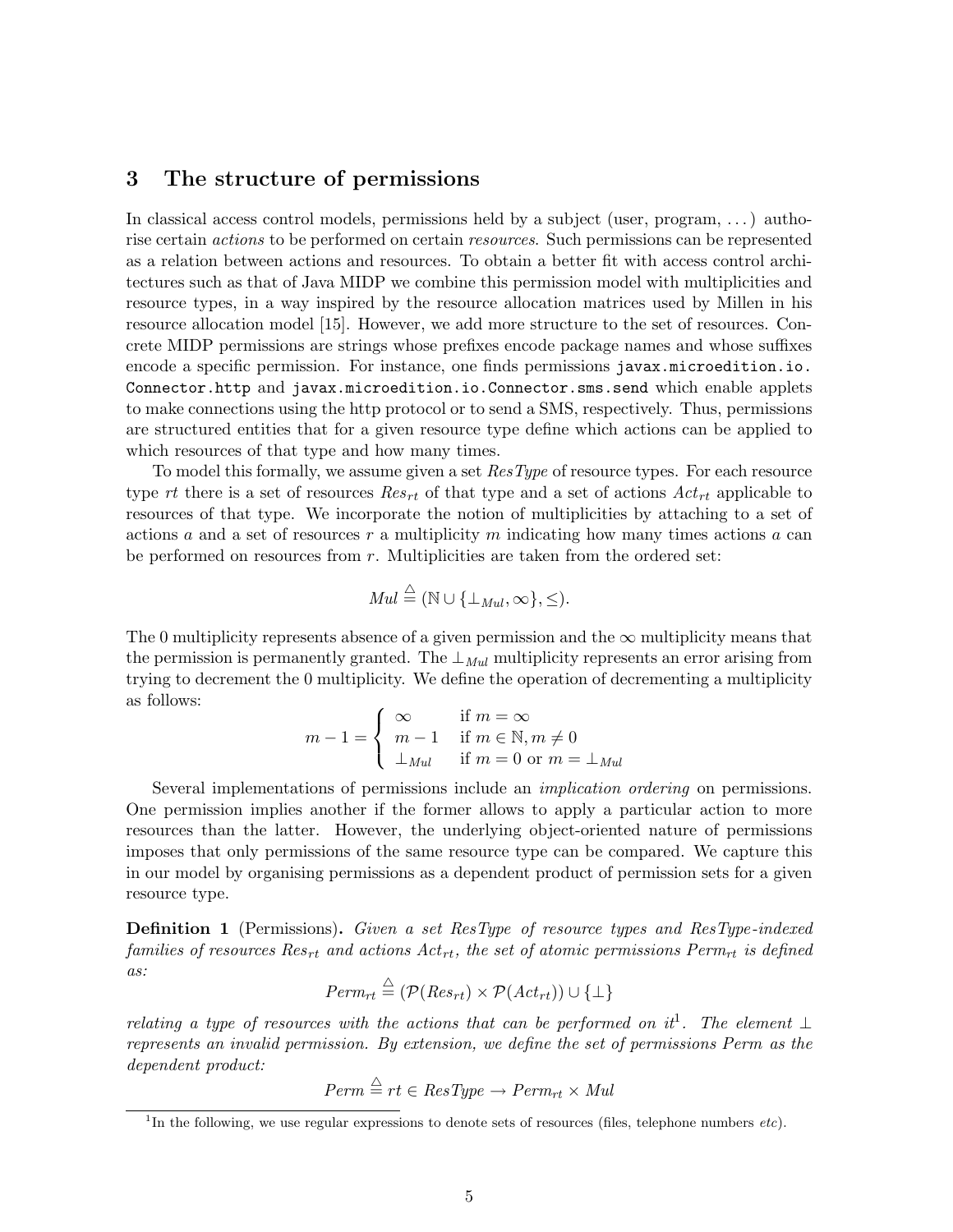## 3 The structure of permissions

In classical access control models, permissions held by a subject (user, program, ...) authorise certain *actions* to be performed on certain *resources*. Such permissions can be represented as a relation between actions and resources. To obtain a better fit with access control architectures such as that of Java MIDP we combine this permission model with multiplicities and resource types, in a way inspired by the resource allocation matrices used by Millen in his resource allocation model [15]. However, we add more structure to the set of resources. Concrete MIDP permissions are strings whose prefixes encode package names and whose suffixes encode a specific permission. For instance, one finds permissions `javax.microedition.io.Connector.http` and `javax.microedition.io.Connector.sms.send` which enable applets to make connections using the http protocol or to send a SMS, respectively. Thus, permissions are structured entities that for a given resource type define which actions can be applied to which resources of that type and how many times.

To model this formally, we assume given a set *ResType* of resource types. For each resource type $rt$ there is a set of resources $Res_{rt}$ of that type and a set of actions $Act_{rt}$ applicable to resources of that type. We incorporate the notion of multiplicities by attaching to a set of actions $a$ and a set of resources $r$ a multiplicity $m$ indicating how many times actions $a$ can be performed on resources from $r$. Multiplicities are taken from the ordered set:

$$Mul \triangleq (\mathbb{N} \cup \{\bot_{Mul}, \infty\}, \leq).$$

The 0 multiplicity represents absence of a given permission and the $\infty$ multiplicity means that the permission is permanently granted. The $\bot_{Mul}$ multiplicity represents an error arising from trying to decrement the 0 multiplicity. We define the operation of decrementing a multiplicity as follows:

$$m - 1 = \begin{cases} \infty & \text{if } m = \infty \\ m - 1 & \text{if } m \in \mathbb{N}, m \neq 0 \\ \bot_{Mul} & \text{if } m = 0 \text{ or } m = \bot_{Mul} \end{cases}$$

Several implementations of permissions include an *implication ordering* on permissions. One permission implies another if the former allows to apply a particular action to more resources than the latter. However, the underlying object-oriented nature of permissions imposes that only permissions of the same resource type can be compared. We capture this in our model by organising permissions as a dependent product of permission sets for a given resource type.

**Definition 1** (Permissions)**.** *Given a set ResType of resource types and ResType-indexed families of resources $Res_{rt}$ and actions $Act_{rt}$, the set of atomic permissions $Perm_{rt}$ is defined as:*

$$Perm_{rt} \triangleq (\mathcal{P}(Res_{rt}) \times \mathcal{P}(Act_{rt})) \cup \{\bot\}$$

*relating a type of resources with the actions that can be performed on it*[1]*. The element $\bot$ represents an invalid permission. By extension, we define the set of permissions Perm as the dependent product:*

$$Perm \triangleq rt \in ResType \rightarrow Perm_{rt} \times Mul$$

[1] In the following, we use regular expressions to denote sets of resources (files, telephone numbers *etc*).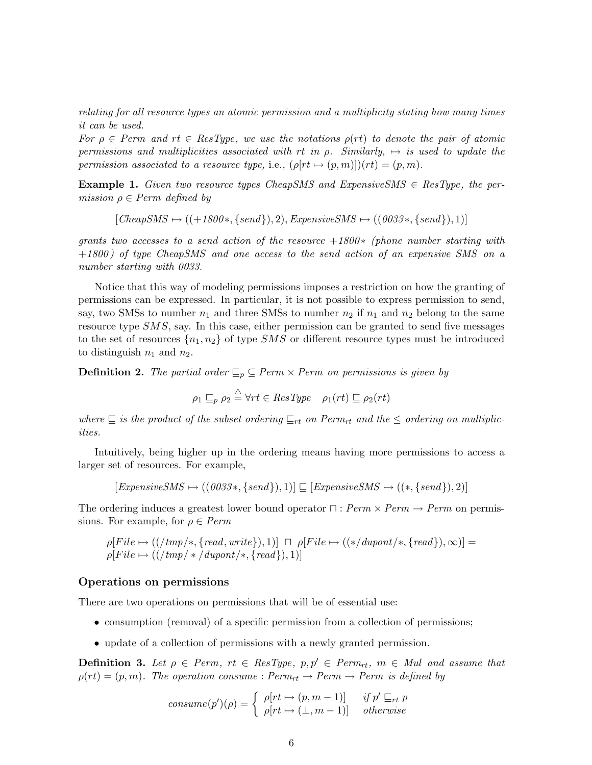*relating for all resource types an atomic permission and a multiplicity stating how many times it can be used.*

*For $\rho \in Perm$ and $rt \in ResType$, we use the notations $\rho(rt)$ to denote the pair of atomic permissions and multiplicities associated with $rt$ in $\rho$. Similarly, $\mapsto$ is used to update the permission associated to a resource type,* i.e., $(\rho[rt \mapsto (p, m)])(rt) = (p, m)$.

**Example 1.** *Given two resource types CheapSMS and ExpensiveSMS $\in$ ResType, the permission $\rho \in Perm$ defined by*

$$[CheapSMS \mapsto ((+1800*, \{send\}), 2), ExpensiveSMS \mapsto ((0033*, \{send\}), 1)]$$

*grants two accesses to a send action of the resource +1800∗ (phone number starting with +1800) of type CheapSMS and one access to the send action of an expensive SMS on a number starting with 0033.*

Notice that this way of modeling permissions imposes a restriction on how the granting of permissions can be expressed. In particular, it is not possible to express permission to send, say, two SMSs to number $n_1$ and three SMSs to number $n_2$ if $n_1$ and $n_2$ belong to the same resource type $SMS$, say. In this case, either permission can be granted to send five messages to the set of resources $\{n_1, n_2\}$ of type $SMS$ or different resource types must be introduced to distinguish $n_1$ and $n_2$.

**Definition 2.** *The partial order $\sqsubseteq_p \subseteq Perm \times Perm$ on permissions is given by*

$$\rho_1 \sqsubseteq_p \rho_2 \stackrel{\triangle}{=} \forall rt \in ResType \quad \rho_1(rt) \sqsubseteq \rho_2(rt)$$

*where $\sqsubseteq$ is the product of the subset ordering $\sqsubseteq_{rt}$ on $Perm_{rt}$ and the $\leq$ ordering on multiplicities.*

Intuitively, being higher up in the ordering means having more permissions to access a larger set of resources. For example,

$$[ExpensiveSMS \mapsto ((0033*, \{send\}), 1)] \sqsubseteq [ExpensiveSMS \mapsto ((*, \{send\}), 2)]$$

The ordering induces a greatest lower bound operator $\sqcap : Perm \times Perm \rightarrow Perm$ on permissions. For example, for $\rho \in Perm$

$$\rho[File \mapsto ((/tmp/*, \{read, write\}), 1)] \ \sqcap \ \rho[File \mapsto ((*/dupont/*, \{read\}), \infty)] =$$
$$\rho[File \mapsto ((/tmp/*/dupont/*, \{read\}), 1)]$$

### Operations on permissions

There are two operations on permissions that will be of essential use:

- consumption (removal) of a specific permission from a collection of permissions;
- update of a collection of permissions with a newly granted permission.

**Definition 3.** *Let $\rho \in Perm$, $rt \in ResType$, $p, p' \in Perm_{rt}$, $m \in Mul$ and assume that $\rho(rt) = (p, m)$. The operation consume : $Perm_{rt} \rightarrow Perm \rightarrow Perm$ is defined by*

$$consume(p')(\rho) = \begin{cases} \rho[rt \mapsto (p, m-1)] & \text{if } p' \sqsubseteq_{rt} p \\ \rho[rt \mapsto (\bot, m-1)] & \text{otherwise} \end{cases}$$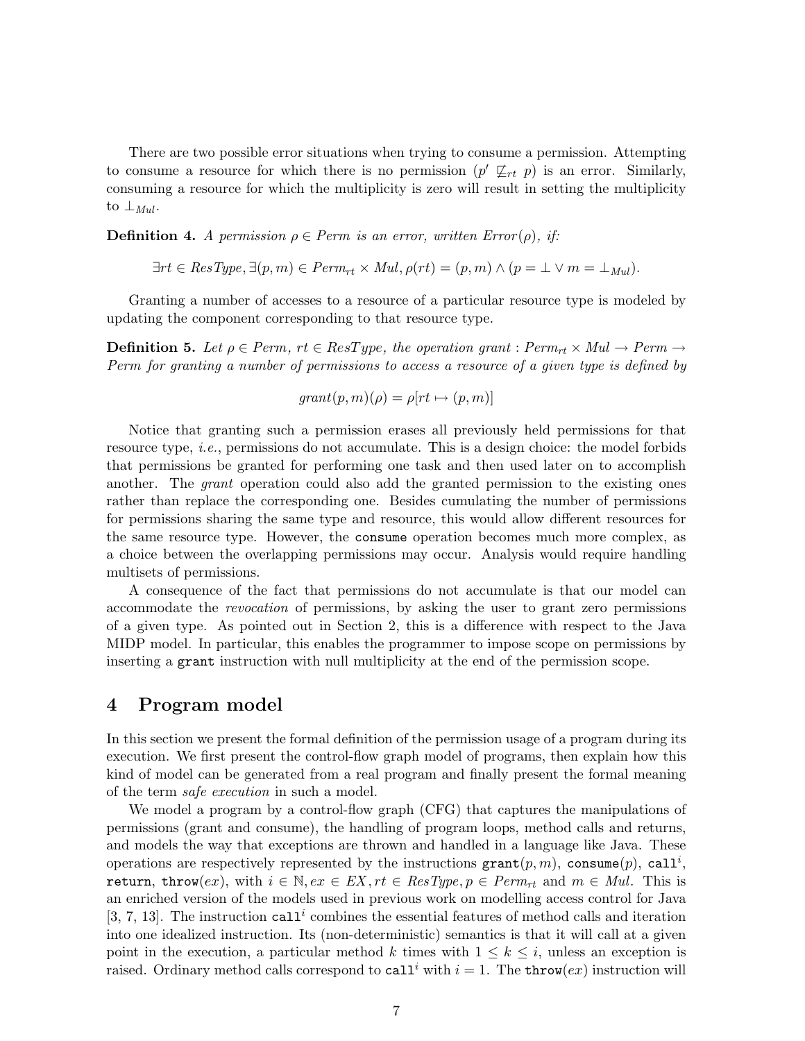There are two possible error situations when trying to consume a permission. Attempting to consume a resource for which there is no permission ($p' \not\sqsubseteq_{rt} p$) is an error. Similarly, consuming a resource for which the multiplicity is zero will result in setting the multiplicity to $\bot_{Mul}$.

**Definition 4.** *A permission $\rho \in Perm$ is an error, written $Error(\rho)$, if:*

$$\exists rt \in ResType, \exists (p, m) \in Perm_{rt} \times Mul, \rho(rt) = (p, m) \wedge (p = \bot \vee m = \bot_{Mul}).$$

Granting a number of accesses to a resource of a particular resource type is modeled by updating the component corresponding to that resource type.

**Definition 5.** *Let $\rho \in Perm$, $rt \in ResType$, the operation $grant : Perm_{rt} \times Mul \to Perm \to Perm$ for granting a number of permissions to access a resource of a given type is defined by*

$$grant(p, m)(\rho) = \rho[rt \mapsto (p, m)]$$

Notice that granting such a permission erases all previously held permissions for that resource type, *i.e.*, permissions do not accumulate. This is a design choice: the model forbids that permissions be granted for performing one task and then used later on to accomplish another. The *grant* operation could also add the granted permission to the existing ones rather than replace the corresponding one. Besides cumulating the number of permissions for permissions sharing the same type and resource, this would allow different resources for the same resource type. However, the `consume` operation becomes much more complex, as a choice between the overlapping permissions may occur. Analysis would require handling multisets of permissions.

A consequence of the fact that permissions do not accumulate is that our model can accommodate the *revocation* of permissions, by asking the user to grant zero permissions of a given type. As pointed out in Section 2, this is a difference with respect to the Java MIDP model. In particular, this enables the programmer to impose scope on permissions by inserting a `grant` instruction with null multiplicity at the end of the permission scope.

## 4 Program model

In this section we present the formal definition of the permission usage of a program during its execution. We first present the control-flow graph model of programs, then explain how this kind of model can be generated from a real program and finally present the formal meaning of the term *safe execution* in such a model.

We model a program by a control-flow graph (CFG) that captures the manipulations of permissions (grant and consume), the handling of program loops, method calls and returns, and models the way that exceptions are thrown and handled in a language like Java. These operations are respectively represented by the instructions $\texttt{grant}(p, m)$, $\texttt{consume}(p)$, $\texttt{call}^i$, `return`, $\texttt{throw}(ex)$, with $i \in \mathbb{N}, ex \in EX, rt \in ResType, p \in Perm_{rt}$ and $m \in Mul$. This is an enriched version of the models used in previous work on modelling access control for Java [3, 7, 13]. The instruction $\texttt{call}^i$ combines the essential features of method calls and iteration into one idealized instruction. Its (non-deterministic) semantics is that it will call at a given point in the execution, a particular method $k$ times with $1 \leq k \leq i$, unless an exception is raised. Ordinary method calls correspond to $\texttt{call}^i$ with $i = 1$. The $\texttt{throw}(ex)$ instruction will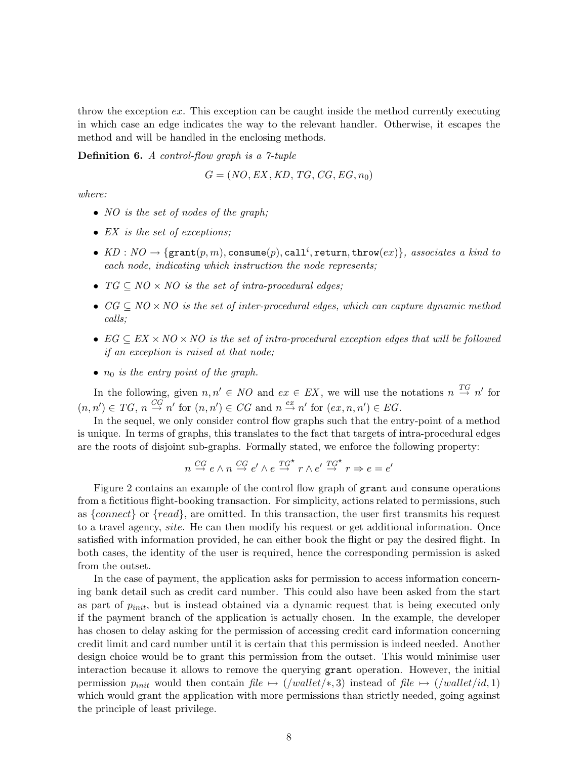throw the exception $ex$. This exception can be caught inside the method currently executing in which case an edge indicates the way to the relevant handler. Otherwise, it escapes the method and will be handled in the enclosing methods.

**Definition 6.** *A control-flow graph is a 7-tuple*

$$G = (NO, EX, KD, TG, CG, EG, n_0)$$

*where:*

- *$NO$ is the set of nodes of the graph;*
- *$EX$ is the set of exceptions;*
- *$KD : NO \rightarrow \{\texttt{grant}(p, m), \texttt{consume}(p), \texttt{call}^i, \texttt{return}, \texttt{throw}(ex)\}$, associates a kind to each node, indicating which instruction the node represents;*
- *$TG \subseteq NO \times NO$ is the set of intra-procedural edges;*
- *$CG \subseteq NO \times NO$ is the set of inter-procedural edges, which can capture dynamic method calls;*
- *$EG \subseteq EX \times NO \times NO$ is the set of intra-procedural exception edges that will be followed if an exception is raised at that node;*
- *$n_0$ is the entry point of the graph.*

In the following, given $n, n' \in NO$ and $ex \in EX$, we will use the notations $n \overset{TG}{\rightarrow} n'$ for $(n, n') \in TG$, $n \overset{CG}{\rightarrow} n'$ for $(n, n') \in CG$ and $n \overset{ex}{\rightarrow} n'$ for $(ex, n, n') \in EG$.

In the sequel, we only consider control flow graphs such that the entry-point of a method is unique. In terms of graphs, this translates to the fact that targets of intra-procedural edges are the roots of disjoint sub-graphs. Formally stated, we enforce the following property:

$$n \overset{CG}{\rightarrow} e \wedge n \overset{CG}{\rightarrow} e' \wedge e \overset{TG^\star}{\rightarrow} r \wedge e' \overset{TG^\star}{\rightarrow} r \Rightarrow e = e'$$

Figure 2 contains an example of the control flow graph of `grant` and `consume` operations from a fictitious flight-booking transaction. For simplicity, actions related to permissions, such as $\{connect\}$ or $\{read\}$, are omitted. In this transaction, the user first transmits his request to a travel agency, *site*. He can then modify his request or get additional information. Once satisfied with information provided, he can either book the flight or pay the desired flight. In both cases, the identity of the user is required, hence the corresponding permission is asked from the outset.

In the case of payment, the application asks for permission to access information concerning bank detail such as credit card number. This could also have been asked from the start as part of $p_{init}$, but is instead obtained via a dynamic request that is being executed only if the payment branch of the application is actually chosen. In the example, the developer has chosen to delay asking for the permission of accessing credit card information concerning credit limit and card number until it is certain that this permission is indeed needed. Another design choice would be to grant this permission from the outset. This would minimise user interaction because it allows to remove the querying `grant` operation. However, the initial permission $p_{init}$ would then contain $\mathit{file} \mapsto (/wallet/*, 3)$ instead of $\mathit{file} \mapsto (/wallet/id, 1)$ which would grant the application with more permissions than strictly needed, going against the principle of least privilege.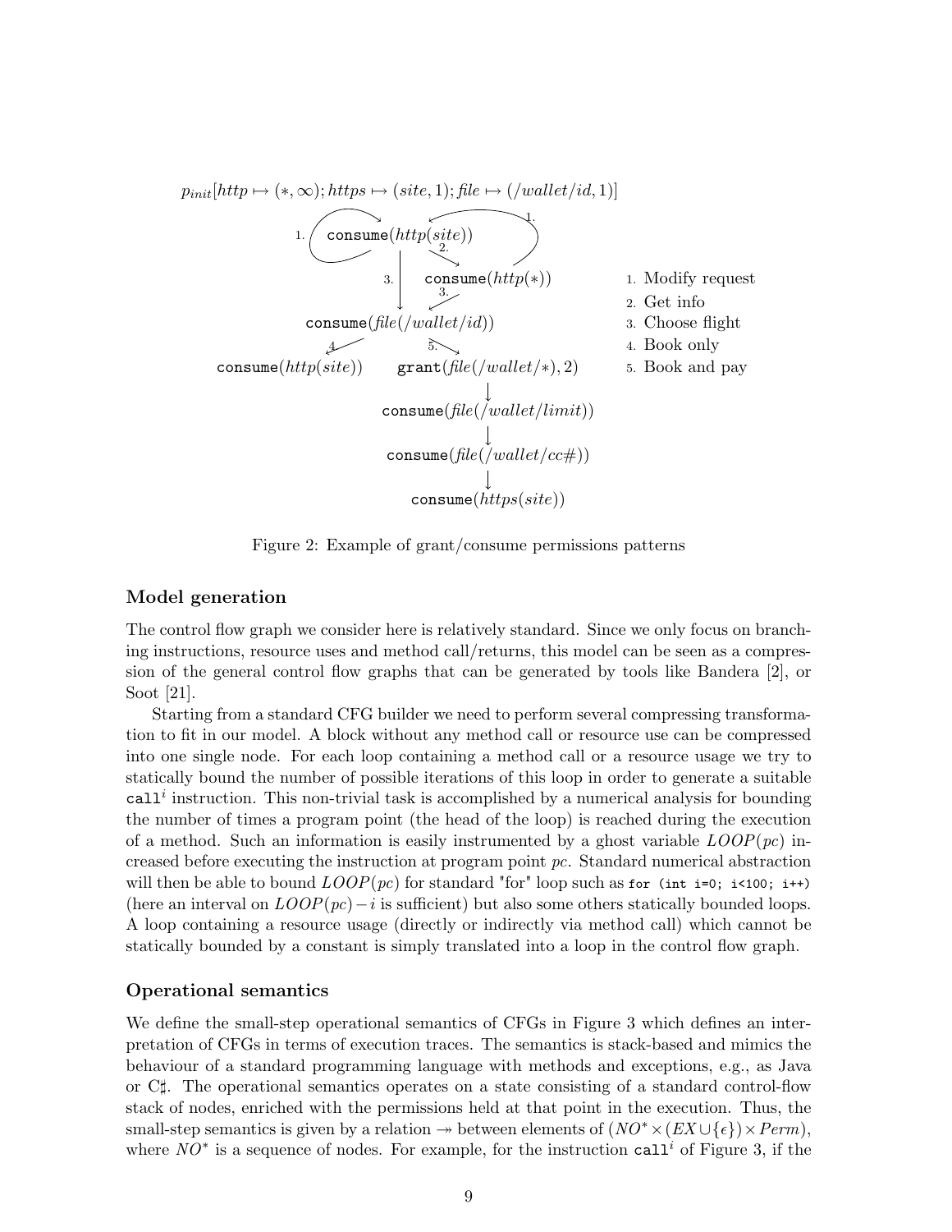$p_{init}[http \mapsto (*, \infty); https \mapsto (site, 1); file \mapsto (/wallet/id, 1)]$

1. Modify request
2. Get info
3. Choose flight
4. Book only
5. Book and pay

Figure 2: Example of grant/consume permissions patterns

### Model generation

The control flow graph we consider here is relatively standard. Since we only focus on branching instructions, resource uses and method call/returns, this model can be seen as a compression of the general control flow graphs that can be generated by tools like Bandera [2], or Soot [21].

Starting from a standard CFG builder we need to perform several compressing transformation to fit in our model. A block without any method call or resource use can be compressed into one single node. For each loop containing a method call or a resource usage we try to statically bound the number of possible iterations of this loop in order to generate a suitable $\texttt{call}^i$ instruction. This non-trivial task is accomplished by a numerical analysis for bounding the number of times a program point (the head of the loop) is reached during the execution of a method. Such an information is easily instrumented by a ghost variable $LOOP(pc)$ increased before executing the instruction at program point $pc$. Standard numerical abstraction will then be able to bound $LOOP(pc)$ for standard "for" loop such as `for (int i=0; i<100; i++)` (here an interval on $LOOP(pc) - i$ is sufficient) but also some others statically bounded loops. A loop containing a resource usage (directly or indirectly via method call) which cannot be statically bounded by a constant is simply translated into a loop in the control flow graph.

### Operational semantics

We define the small-step operational semantics of CFGs in Figure 3 which defines an interpretation of CFGs in terms of execution traces. The semantics is stack-based and mimics the behaviour of a standard programming language with methods and exceptions, e.g., as Java or C♯. The operational semantics operates on a state consisting of a standard control-flow stack of nodes, enriched with the permissions held at that point in the execution. Thus, the small-step semantics is given by a relation $\twoheadrightarrow$ between elements of $(NO^* \times (EX \cup \{\epsilon\}) \times Perm)$, where $NO^*$ is a sequence of nodes. For example, for the instruction $\texttt{call}^i$ of Figure 3, if the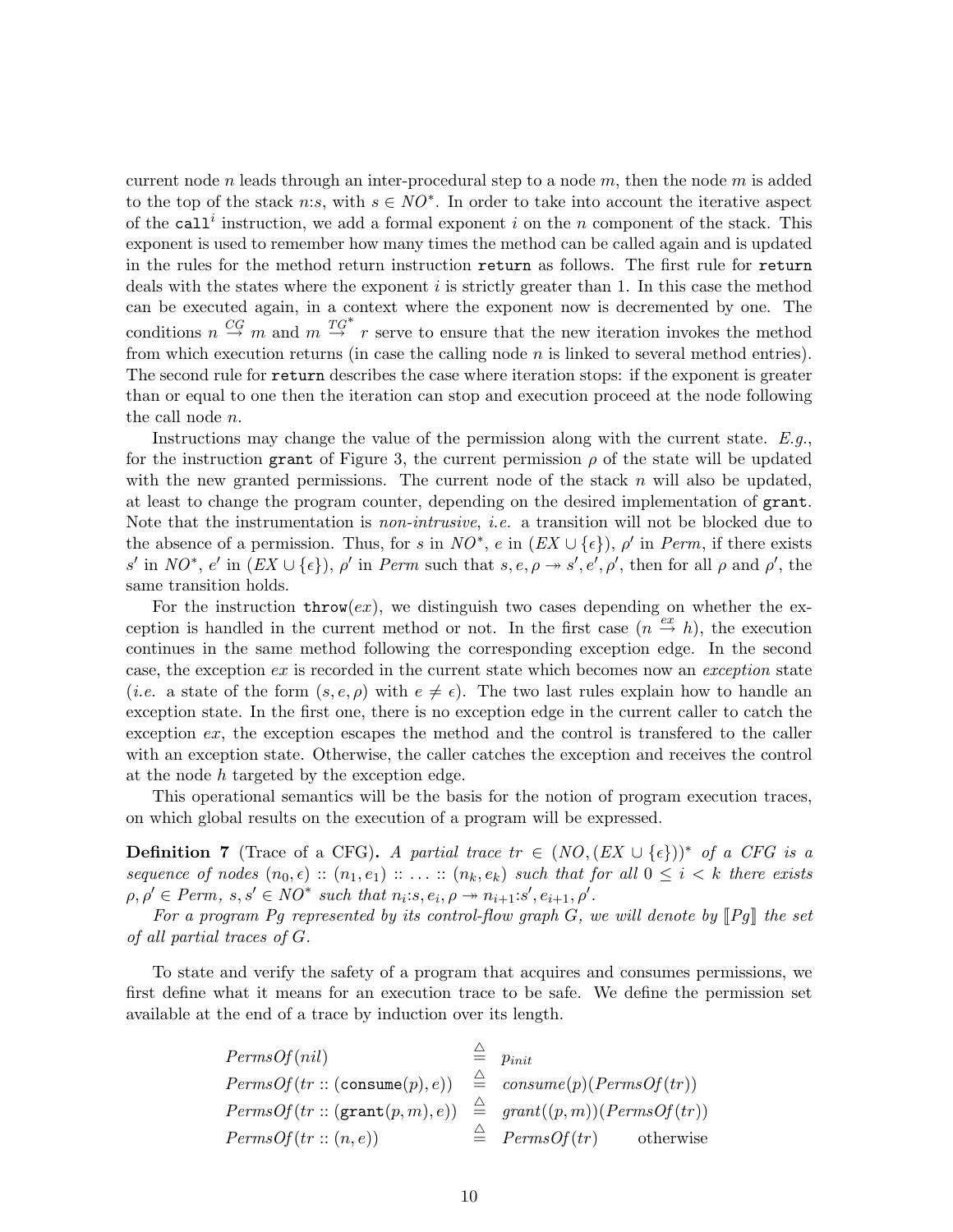current node $n$ leads through an inter-procedural step to a node $m$, then the node $m$ is added to the top of the stack $n{:}s$, with $s \in NO^*$. In order to take into account the iterative aspect of the $\texttt{call}^i$ instruction, we add a formal exponent $i$ on the $n$ component of the stack. This exponent is used to remember how many times the method can be called again and is updated in the rules for the method return instruction `return` as follows. The first rule for `return` deals with the states where the exponent $i$ is strictly greater than 1. In this case the method can be executed again, in a context where the exponent now is decremented by one. The conditions $n \overset{CG}{\to} m$ and $m \overset{TG^*}{\to} r$ serve to ensure that the new iteration invokes the method from which execution returns (in case the calling node $n$ is linked to several method entries). The second rule for `return` describes the case where iteration stops: if the exponent is greater than or equal to one then the iteration can stop and execution proceed at the node following the call node $n$.

Instructions may change the value of the permission along with the current state. *E.g.*, for the instruction `grant` of Figure 3, the current permission $\rho$ of the state will be updated with the new granted permissions. The current node of the stack $n$ will also be updated, at least to change the program counter, depending on the desired implementation of `grant`. Note that the instrumentation is *non-intrusive*, *i.e.* a transition will not be blocked due to the absence of a permission. Thus, for $s$ in $NO^*$, $e$ in $(EX \cup \{\epsilon\})$, $\rho'$ in *Perm*, if there exists $s'$ in $NO^*$, $e'$ in $(EX \cup \{\epsilon\})$, $\rho'$ in *Perm* such that $s, e, \rho \twoheadrightarrow s', e', \rho'$, then for all $\rho$ and $\rho'$, the same transition holds.

For the instruction $\texttt{throw}(ex)$, we distinguish two cases depending on whether the exception is handled in the current method or not. In the first case ($n \overset{ex}{\to} h$), the execution continues in the same method following the corresponding exception edge. In the second case, the exception $ex$ is recorded in the current state which becomes now an *exception* state (*i.e.* a state of the form $(s, e, \rho)$ with $e \neq \epsilon$). The two last rules explain how to handle an exception state. In the first one, there is no exception edge in the current caller to catch the exception $ex$, the exception escapes the method and the control is transfered to the caller with an exception state. Otherwise, the caller catches the exception and receives the control at the node $h$ targeted by the exception edge.

This operational semantics will be the basis for the notion of program execution traces, on which global results on the execution of a program will be expressed.

**Definition 7** (Trace of a CFG)**.** *A partial trace $tr \in (NO, (EX \cup \{\epsilon\}))^*$ of a CFG is a sequence of nodes $(n_0, \epsilon) :: (n_1, e_1) :: \ldots :: (n_k, e_k)$ such that for all $0 \leq i < k$ there exists $\rho, \rho' \in Perm$, $s, s' \in NO^*$ such that $n_i{:}s, e_i, \rho \twoheadrightarrow n_{i+1}{:}s', e_{i+1}, \rho'$.*

*For a program Pg represented by its control-flow graph G, we will denote by $[\![Pg]\!]$ the set of all partial traces of G.*

To state and verify the safety of a program that acquires and consumes permissions, we first define what it means for an execution trace to be safe. We define the permission set available at the end of a trace by induction over its length.

$$
\begin{array}{lcl}
\mathit{PermsOf}(nil) & \triangleq & p_{init} \\
\mathit{PermsOf}(tr :: (\texttt{consume}(p), e)) & \triangleq & \mathit{consume}(p)(\mathit{PermsOf}(tr)) \\
\mathit{PermsOf}(tr :: (\texttt{grant}(p, m), e)) & \triangleq & \mathit{grant}((p, m))(\mathit{PermsOf}(tr)) \\
\mathit{PermsOf}(tr :: (n, e)) & \triangleq & \mathit{PermsOf}(tr) \qquad \text{otherwise}
\end{array}
$$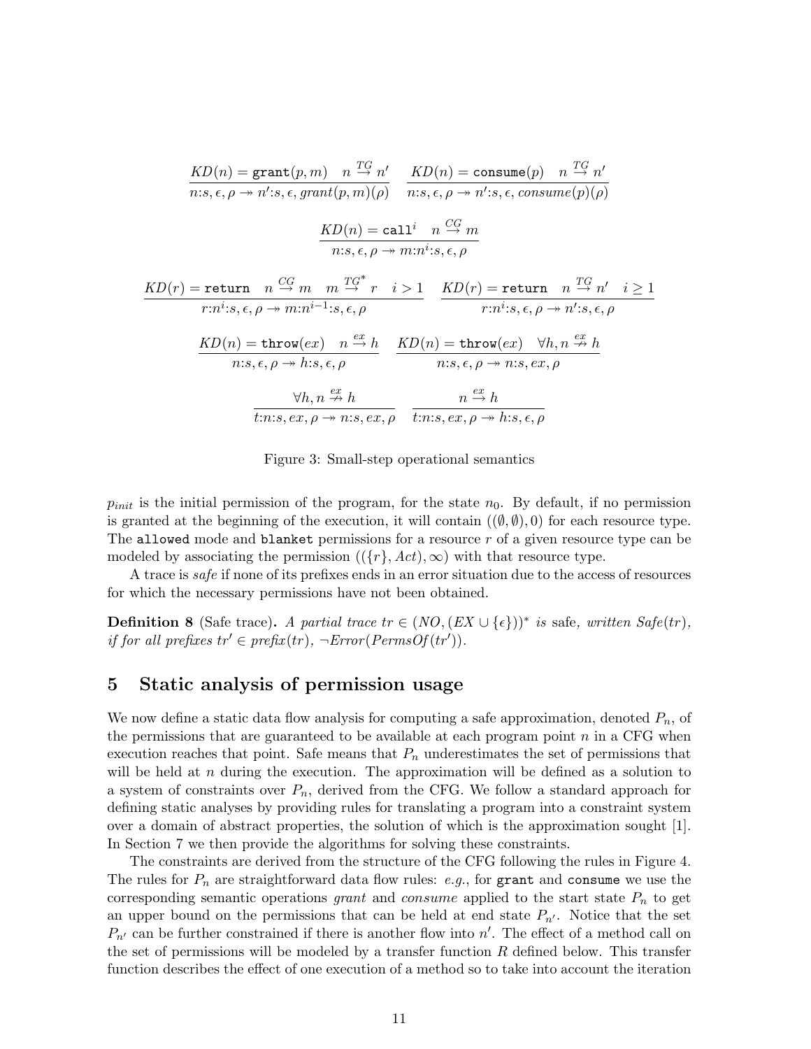$$\frac{KD(n) = \texttt{grant}(p, m) \quad n \overset{TG}{\to} n'}{n{:}s, \epsilon, \rho \twoheadrightarrow n'{:}s, \epsilon, grant(p, m)(\rho)} \qquad \frac{KD(n) = \texttt{consume}(p) \quad n \overset{TG}{\to} n'}{n{:}s, \epsilon, \rho \twoheadrightarrow n'{:}s, \epsilon, consume(p)(\rho)}$$

$$\frac{KD(n) = \texttt{call}^i \quad n \overset{CG}{\to} m}{n{:}s, \epsilon, \rho \twoheadrightarrow m{:}n^i{:}s, \epsilon, \rho}$$

$$\frac{KD(r) = \texttt{return} \quad n \overset{CG}{\to} m \quad m \overset{TG^*}{\to} r \quad i > 1}{r{:}n^i{:}s, \epsilon, \rho \twoheadrightarrow m{:}n^{i-1}{:}s, \epsilon, \rho} \qquad \frac{KD(r) = \texttt{return} \quad n \overset{TG}{\to} n' \quad i \geq 1}{r{:}n^i{:}s, \epsilon, \rho \twoheadrightarrow n'{:}s, \epsilon, \rho}$$

$$\frac{KD(n) = \texttt{throw}(ex) \quad n \overset{ex}{\to} h}{n{:}s, \epsilon, \rho \twoheadrightarrow h{:}s, \epsilon, \rho} \qquad \frac{KD(n) = \texttt{throw}(ex) \quad \forall h, n \overset{ex}{\not\to} h}{n{:}s, \epsilon, \rho \twoheadrightarrow n{:}s, ex, \rho}$$

$$\frac{\forall h, n \overset{ex}{\not\to} h}{t{:}n{:}s, ex, \rho \twoheadrightarrow n{:}s, ex, \rho} \qquad \frac{n \overset{ex}{\to} h}{t{:}n{:}s, ex, \rho \twoheadrightarrow h{:}s, \epsilon, \rho}$$

Figure 3: Small-step operational semantics

$p_{init}$ is the initial permission of the program, for the state $n_0$. By default, if no permission is granted at the beginning of the execution, it will contain $((\emptyset, \emptyset), 0)$ for each resource type. The `allowed` mode and `blanket` permissions for a resource $r$ of a given resource type can be modeled by associating the permission $((\{r\}, Act), \infty)$ with that resource type.

A trace is *safe* if none of its prefixes ends in an error situation due to the access of resources for which the necessary permissions have not been obtained.

**Definition 8** (Safe trace)**.** *A partial trace $tr \in (NO, (EX \cup \{\epsilon\}))^*$ is* safe*, written $Safe(tr)$, if for all prefixes $tr' \in prefix(tr)$, $\neg Error(PermsOf(tr'))$.*

## 5 Static analysis of permission usage

We now define a static data flow analysis for computing a safe approximation, denoted $P_n$, of the permissions that are guaranteed to be available at each program point $n$ in a CFG when execution reaches that point. Safe means that $P_n$ underestimates the set of permissions that will be held at $n$ during the execution. The approximation will be defined as a solution to a system of constraints over $P_n$, derived from the CFG. We follow a standard approach for defining static analyses by providing rules for translating a program into a constraint system over a domain of abstract properties, the solution of which is the approximation sought [1]. In Section 7 we then provide the algorithms for solving these constraints.

The constraints are derived from the structure of the CFG following the rules in Figure 4. The rules for $P_n$ are straightforward data flow rules: *e.g.*, for `grant` and `consume` we use the corresponding semantic operations *grant* and *consume* applied to the start state $P_n$ to get an upper bound on the permissions that can be held at end state $P_{n'}$. Notice that the set $P_{n'}$ can be further constrained if there is another flow into $n'$. The effect of a method call on the set of permissions will be modeled by a transfer function $R$ defined below. This transfer function describes the effect of one execution of a method so to take into account the iteration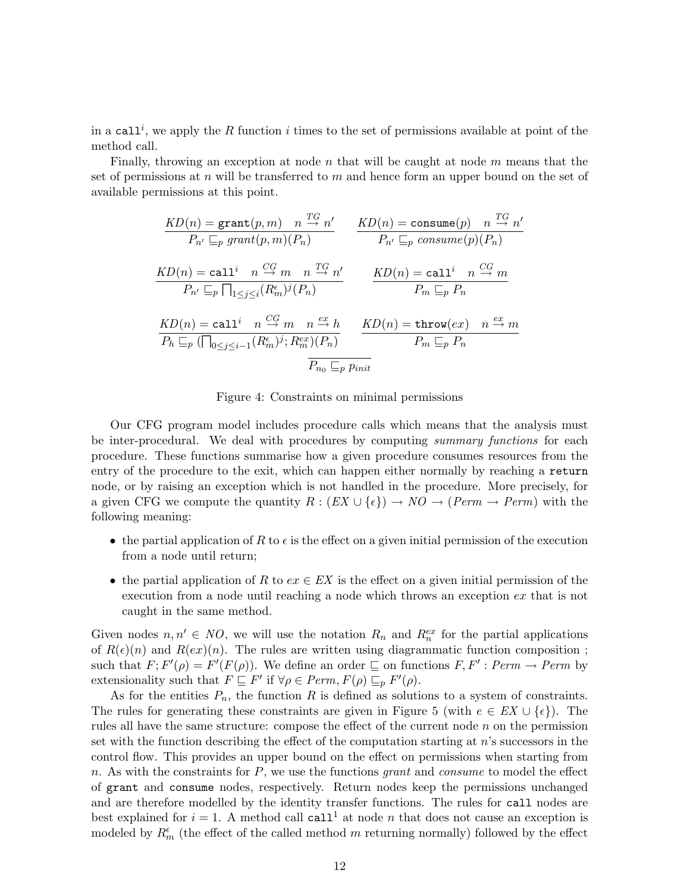in a $\texttt{call}^i$, we apply the $R$ function $i$ times to the set of permissions available at point of the method call.

Finally, throwing an exception at node $n$ that will be caught at node $m$ means that the set of permissions at $n$ will be transferred to $m$ and hence form an upper bound on the set of available permissions at this point.

$$\frac{KD(n) = \texttt{grant}(p,m) \quad n \overset{TG}{\to} n'}{P_{n'} \sqsubseteq_p \mathit{grant}(p,m)(P_n)} \qquad \frac{KD(n) = \texttt{consume}(p) \quad n \overset{TG}{\to} n'}{P_{n'} \sqsubseteq_p \mathit{consume}(p)(P_n)}$$

$$\frac{KD(n) = \texttt{call}^i \quad n \overset{CG}{\to} m \quad n \overset{TG}{\to} n'}{P_{n'} \sqsubseteq_p \prod_{1 \leq j \leq i} (R_m^{\epsilon})^j (P_n)} \qquad \frac{KD(n) = \texttt{call}^i \quad n \overset{CG}{\to} m}{P_m \sqsubseteq_p P_n}$$

$$\frac{KD(n) = \texttt{call}^i \quad n \overset{CG}{\to} m \quad n \overset{ex}{\to} h}{P_h \sqsubseteq_p (\prod_{0 \leq j \leq i-1} (R_m^{\epsilon})^j ; R_m^{ex})(P_n)} \qquad \frac{KD(n) = \texttt{throw}(ex) \quad n \overset{ex}{\to} m}{P_m \sqsubseteq_p P_n}$$

$$\frac{}{P_{n_0} \sqsubseteq_p p_{init}}$$

Figure 4: Constraints on minimal permissions

Our CFG program model includes procedure calls which means that the analysis must be inter-procedural. We deal with procedures by computing *summary functions* for each procedure. These functions summarise how a given procedure consumes resources from the entry of the procedure to the exit, which can happen either normally by reaching a `return` node, or by raising an exception which is not handled in the procedure. More precisely, for a given CFG we compute the quantity $R : (EX \cup \{\epsilon\}) \to NO \to (Perm \to Perm)$ with the following meaning:

- the partial application of $R$ to $\epsilon$ is the effect on a given initial permission of the execution from a node until return;
- the partial application of $R$ to $ex \in EX$ is the effect on a given initial permission of the execution from a node until reaching a node which throws an exception $ex$ that is not caught in the same method.

Given nodes $n, n' \in NO$, we will use the notation $R_n$ and $R_n^{ex}$ for the partial applications of $R(\epsilon)(n)$ and $R(ex)(n)$. The rules are written using diagrammatic function composition ; such that $F; F'(\rho) = F'(F(\rho))$. We define an order $\sqsubseteq$ on functions $F, F' : Perm \to Perm$ by extensionality such that $F \sqsubseteq F'$ if $\forall \rho \in Perm, F(\rho) \sqsubseteq_p F'(\rho)$.

As for the entities $P_n$, the function $R$ is defined as solutions to a system of constraints. The rules for generating these constraints are given in Figure 5 (with $e \in EX \cup \{\epsilon\}$). The rules all have the same structure: compose the effect of the current node $n$ on the permission set with the function describing the effect of the computation starting at $n$'s successors in the control flow. This provides an upper bound on the effect on permissions when starting from $n$. As with the constraints for $P$, we use the functions *grant* and *consume* to model the effect of `grant` and `consume` nodes, respectively. Return nodes keep the permissions unchanged and are therefore modelled by the identity transfer functions. The rules for `call` nodes are best explained for $i = 1$. A method call $\texttt{call}^1$ at node $n$ that does not cause an exception is modeled by $R_m^{\epsilon}$ (the effect of the called method $m$ returning normally) followed by the effect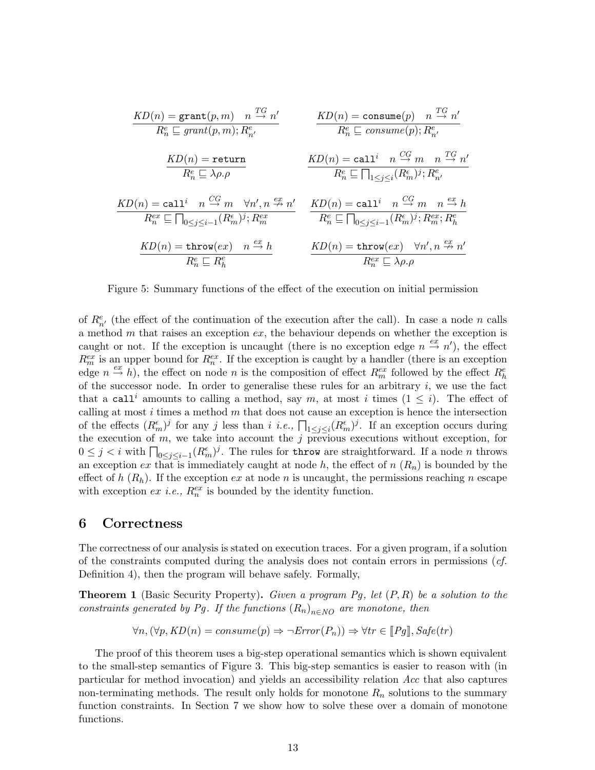$$\frac{KD(n) = \texttt{grant}(p,m) \quad n \stackrel{TG}{\rightarrow} n'}{R^e_n \sqsubseteq grant(p,m); R^e_{n'}} \qquad \frac{KD(n) = \texttt{consume}(p) \quad n \stackrel{TG}{\rightarrow} n'}{R^e_n \sqsubseteq consume(p); R^e_{n'}}$$

$$\frac{KD(n) = \texttt{return}}{R^e_n \sqsubseteq \lambda\rho.\rho} \qquad \frac{KD(n) = \texttt{call}^i \quad n \stackrel{CG}{\rightarrow} m \quad n \stackrel{TG}{\rightarrow} n'}{R^e_n \sqsubseteq \bigsqcap_{1 \leq j \leq i} (R^\epsilon_m)^j; R^e_{n'}}$$

$$\frac{KD(n) = \texttt{call}^i \quad n \stackrel{CG}{\rightarrow} m \quad \forall n', n \stackrel{ex}{\not\rightarrow} n'}{R^{ex}_n \sqsubseteq \bigsqcap_{0 \leq j \leq i-1} (R^\epsilon_m)^j; R^{ex}_m} \qquad \frac{KD(n) = \texttt{call}^i \quad n \stackrel{CG}{\rightarrow} m \quad n \stackrel{ex}{\rightarrow} h}{R^e_n \sqsubseteq \bigsqcap_{0 \leq j \leq i-1} (R^\epsilon_m)^j; R^{ex}_m; R^e_h}$$

$$\frac{KD(n) = \texttt{throw}(ex) \quad n \stackrel{ex}{\rightarrow} h}{R^e_n \sqsubseteq R^e_h} \qquad \frac{KD(n) = \texttt{throw}(ex) \quad \forall n', n \stackrel{ex}{\not\rightarrow} n'}{R^{ex}_n \sqsubseteq \lambda\rho.\rho}$$

Figure 5: Summary functions of the effect of the execution on initial permission

of $R^e_{n'}$ (the effect of the continuation of the execution after the call). In case a node $n$ calls a method $m$ that raises an exception $ex$, the behaviour depends on whether the exception is caught or not. If the exception is uncaught (there is no exception edge $n \stackrel{ex}{\rightarrow} n'$), the effect $R^{ex}_m$ is an upper bound for $R^{ex}_n$. If the exception is caught by a handler (there is an exception edge $n \stackrel{ex}{\rightarrow} h$), the effect on node $n$ is the composition of effect $R^{ex}_m$ followed by the effect $R^e_h$ of the successor node. In order to generalise these rules for an arbitrary $i$, we use the fact that a $\texttt{call}^i$ amounts to calling a method, say $m$, at most $i$ times ($1 \leq i$). The effect of calling at most $i$ times a method $m$ that does not cause an exception is hence the intersection of the effects $(R^\epsilon_m)^j$ for any $j$ less than $i$ *i.e.,* $\bigsqcap_{1 \leq j \leq i} (R^\epsilon_m)^j$. If an exception occurs during the execution of $m$, we take into account the $j$ previous executions without exception, for $0 \leq j < i$ with $\bigsqcap_{0 \leq j \leq i-1} (R^\epsilon_m)^j$. The rules for `throw` are straightforward. If a node $n$ throws an exception $ex$ that is immediately caught at node $h$, the effect of $n$ ($R_n$) is bounded by the effect of $h$ ($R_h$). If the exception $ex$ at node $n$ is uncaught, the permissions reaching $n$ escape with exception $ex$ *i.e.,* $R^{ex}_n$ is bounded by the identity function.

## 6 Correctness

The correctness of our analysis is stated on execution traces. For a given program, if a solution of the constraints computed during the analysis does not contain errors in permissions (*cf.* Definition 4), then the program will behave safely. Formally,

**Theorem 1** (Basic Security Property)**.** *Given a program $Pg$, let $(P, R)$ be a solution to the constraints generated by $Pg$. If the functions $(R_n)_{n \in NO}$ are monotone, then*

$$\forall n, (\forall p, KD(n) = consume(p) \Rightarrow \neg Error(P_n)) \Rightarrow \forall tr \in [\![Pg]\!], Safe(tr)$$

The proof of this theorem uses a big-step operational semantics which is shown equivalent to the small-step semantics of Figure 3. This big-step semantics is easier to reason with (in particular for method invocation) and yields an accessibility relation $Acc$ that also captures non-terminating methods. The result only holds for monotone $R_n$ solutions to the summary function constraints. In Section 7 we show how to solve these over a domain of monotone functions.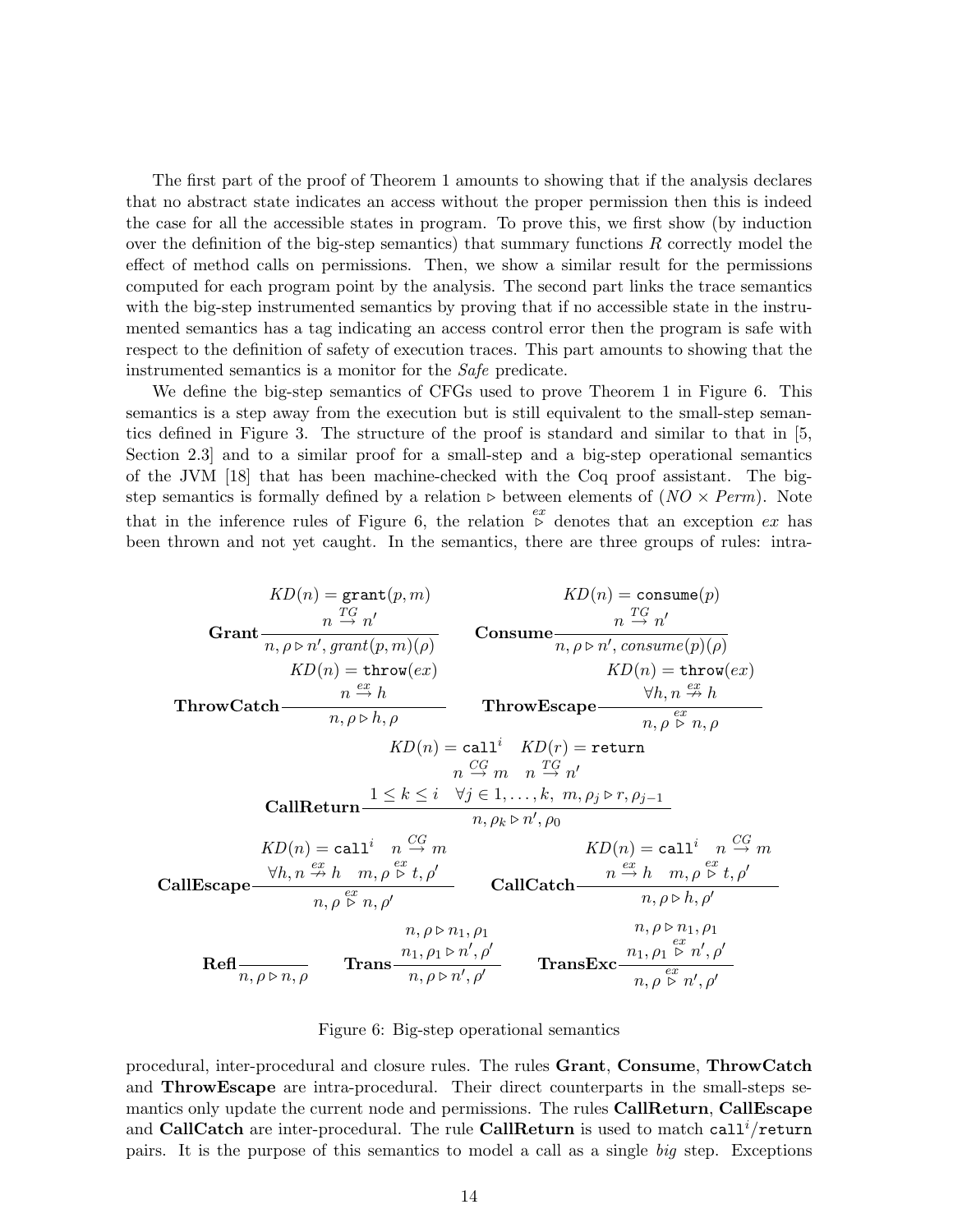The first part of the proof of Theorem 1 amounts to showing that if the analysis declares that no abstract state indicates an access without the proper permission then this is indeed the case for all the accessible states in program. To prove this, we first show (by induction over the definition of the big-step semantics) that summary functions $R$ correctly model the effect of method calls on permissions. Then, we show a similar result for the permissions computed for each program point by the analysis. The second part links the trace semantics with the big-step instrumented semantics by proving that if no accessible state in the instrumented semantics has a tag indicating an access control error then the program is safe with respect to the definition of safety of execution traces. This part amounts to showing that the instrumented semantics is a monitor for the *Safe* predicate.

We define the big-step semantics of CFGs used to prove Theorem 1 in Figure 6. This semantics is a step away from the execution but is still equivalent to the small-step semantics defined in Figure 3. The structure of the proof is standard and similar to that in [5, Section 2.3] and to a similar proof for a small-step and a big-step operational semantics of the JVM [18] that has been machine-checked with the Coq proof assistant. The big-step semantics is formally defined by a relation $\triangleright$ between elements of $(NO \times Perm)$. Note that in the inference rules of Figure 6, the relation $\overset{ex}{\triangleright}$ denotes that an exception $ex$ has been thrown and not yet caught. In the semantics, there are three groups of rules: intra-

$$\textbf{Grant}\frac{KD(n) = \texttt{grant}(p,m) \quad n \overset{TG}{\to} n'}{n, \rho \triangleright n', grant(p,m)(\rho)} \qquad \textbf{Consume}\frac{KD(n) = \texttt{consume}(p) \quad n \overset{TG}{\to} n'}{n, \rho \triangleright n', consume(p)(\rho)}$$

$$\textbf{ThrowCatch}\frac{KD(n) = \texttt{throw}(ex) \quad n \overset{ex}{\to} h}{n, \rho \triangleright h, \rho} \qquad \textbf{ThrowEscape}\frac{KD(n) = \texttt{throw}(ex) \quad \forall h, n \overset{ex}{\not\to} h}{n, \rho \overset{ex}{\triangleright} n, \rho}$$

$$\textbf{CallReturn}\frac{KD(n) = \texttt{call}^i \quad KD(r) = \texttt{return} \quad n \overset{CG}{\to} m \quad n \overset{TG}{\to} n' \quad 1 \leq k \leq i \quad \forall j \in 1,\ldots,k,\ m, \rho_j \triangleright r, \rho_{j-1}}{n, \rho_k \triangleright n', \rho_0}$$

$$\textbf{CallEscape}\frac{KD(n) = \texttt{call}^i \quad n \overset{CG}{\to} m \quad \forall h, n \overset{ex}{\not\to} h \quad m, \rho \overset{ex}{\triangleright} t, \rho'}{n, \rho \overset{ex}{\triangleright} n, \rho'} \qquad \textbf{CallCatch}\frac{KD(n) = \texttt{call}^i \quad n \overset{CG}{\to} m \quad n \overset{ex}{\to} h \quad m, \rho \overset{ex}{\triangleright} t, \rho'}{n, \rho \triangleright h, \rho'}$$

$$\textbf{Refl}\frac{}{n, \rho \triangleright n, \rho} \qquad \textbf{Trans}\frac{n, \rho \triangleright n_1, \rho_1 \quad n_1, \rho_1 \triangleright n', \rho'}{n, \rho \triangleright n', \rho'} \qquad \textbf{TransExc}\frac{n, \rho \triangleright n_1, \rho_1 \quad n_1, \rho_1 \overset{ex}{\triangleright} n', \rho'}{n, \rho \overset{ex}{\triangleright} n', \rho'}$$

Figure 6: Big-step operational semantics

procedural, inter-procedural and closure rules. The rules **Grant**, **Consume**, **ThrowCatch** and **ThrowEscape** are intra-procedural. Their direct counterparts in the small-steps semantics only update the current node and permissions. The rules **CallReturn**, **CallEscape** and **CallCatch** are inter-procedural. The rule **CallReturn** is used to match $\texttt{call}^i$/`return` pairs. It is the purpose of this semantics to model a call as a single *big* step. Exceptions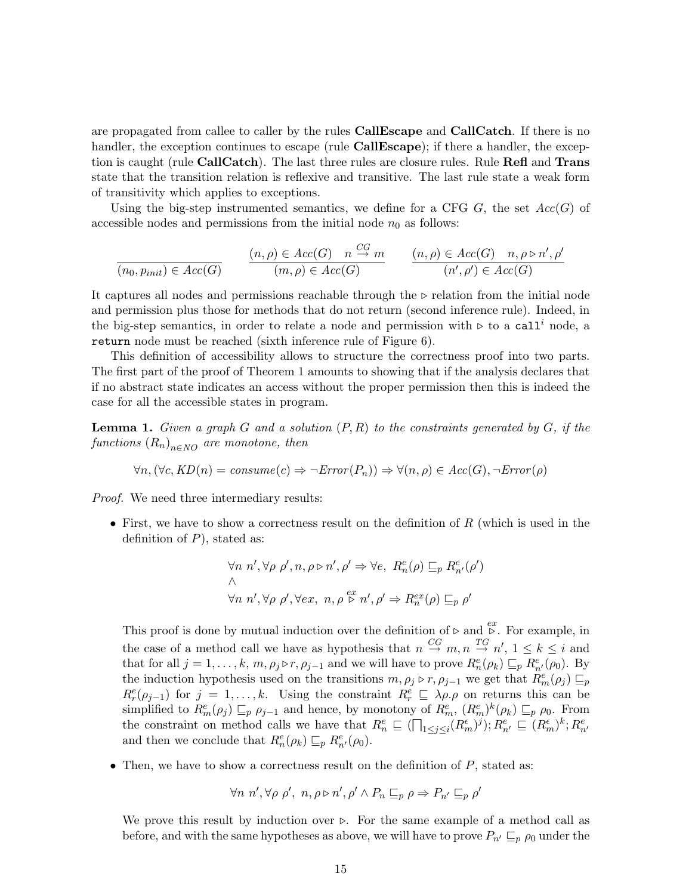are propagated from callee to caller by the rules **CallEscape** and **CallCatch**. If there is no handler, the exception continues to escape (rule **CallEscape**); if there a handler, the exception is caught (rule **CallCatch**). The last three rules are closure rules. Rule **Refl** and **Trans** state that the transition relation is reflexive and transitive. The last rule state a weak form of transitivity which applies to exceptions.

Using the big-step instrumented semantics, we define for a CFG $G$, the set $Acc(G)$ of accessible nodes and permissions from the initial node $n_0$ as follows:

$$\frac{}{(n_0, p_{init}) \in Acc(G)} \qquad \frac{(n,\rho) \in Acc(G) \quad n \overset{CG}{\to} m}{(m,\rho) \in Acc(G)} \qquad \frac{(n,\rho) \in Acc(G) \quad n,\rho \rhd n',\rho'}{(n',\rho') \in Acc(G)}$$

It captures all nodes and permissions reachable through the $\rhd$ relation from the initial node and permission plus those for methods that do not return (second inference rule). Indeed, in the big-step semantics, in order to relate a node and permission with $\rhd$ to a $\mathtt{call}^i$ node, a `return` node must be reached (sixth inference rule of Figure 6).

This definition of accessibility allows to structure the correctness proof into two parts. The first part of the proof of Theorem 1 amounts to showing that if the analysis declares that if no abstract state indicates an access without the proper permission then this is indeed the case for all the accessible states in program.

**Lemma 1.** *Given a graph $G$ and a solution $(P, R)$ to the constraints generated by $G$, if the functions $(R_n)_{n \in NO}$ are monotone, then*

$$\forall n, (\forall c, KD(n) = consume(c) \Rightarrow \neg Error(P_n)) \Rightarrow \forall (n,\rho) \in Acc(G), \neg Error(\rho)$$

*Proof.* We need three intermediary results:

- First, we have to show a correctness result on the definition of $R$ (which is used in the definition of $P$), stated as:

$$\begin{array}{l} \forall n\ n', \forall \rho\ \rho', n, \rho \rhd n', \rho' \Rightarrow \forall e,\ R^e_n(\rho) \sqsubseteq_p R^e_{n'}(\rho') \\ \wedge \\ \forall n\ n', \forall \rho\ \rho', \forall ex,\ n, \rho \overset{ex}{\rhd} n', \rho' \Rightarrow R^{ex}_n(\rho) \sqsubseteq_p \rho' \end{array}$$

  This proof is done by mutual induction over the definition of $\rhd$ and $\overset{ex}{\rhd}$. For example, in the case of a method call we have as hypothesis that $n \overset{CG}{\to} m, n \overset{TG}{\to} n'$, $1 \leq k \leq i$ and that for all $j = 1, \ldots, k$, $m, \rho_j \rhd r, \rho_{j-1}$ and we will have to prove $R^e_n(\rho_k) \sqsubseteq_p R^e_{n'}(\rho_0)$. By the induction hypothesis used on the transitions $m, \rho_j \rhd r, \rho_{j-1}$ we get that $R^e_m(\rho_j) \sqsubseteq_p R^e_r(\rho_{j-1})$ for $j = 1, \ldots, k$. Using the constraint $R^e_r \sqsubseteq \lambda\rho.\rho$ on returns this can be simplified to $R^e_m(\rho_j) \sqsubseteq_p \rho_{j-1}$ and hence, by monotony of $R^e_m$, $(R^e_m)^k(\rho_k) \sqsubseteq_p \rho_0$. From the constraint on method calls we have that $R^e_n \sqsubseteq (\prod_{1 \leq j \leq i}(R^\epsilon_m)^j); R^e_{n'} \sqsubseteq (R^\epsilon_m)^k; R^e_{n'}$ and then we conclude that $R^e_n(\rho_k) \sqsubseteq_p R^e_{n'}(\rho_0)$.

- Then, we have to show a correctness result on the definition of $P$, stated as:

$$\forall n\ n', \forall \rho\ \rho',\ n, \rho \rhd n', \rho' \wedge P_n \sqsubseteq_p \rho \Rightarrow P_{n'} \sqsubseteq_p \rho'$$

  We prove this result by induction over $\rhd$. For the same example of a method call as before, and with the same hypotheses as above, we will have to prove $P_{n'} \sqsubseteq_p \rho_0$ under the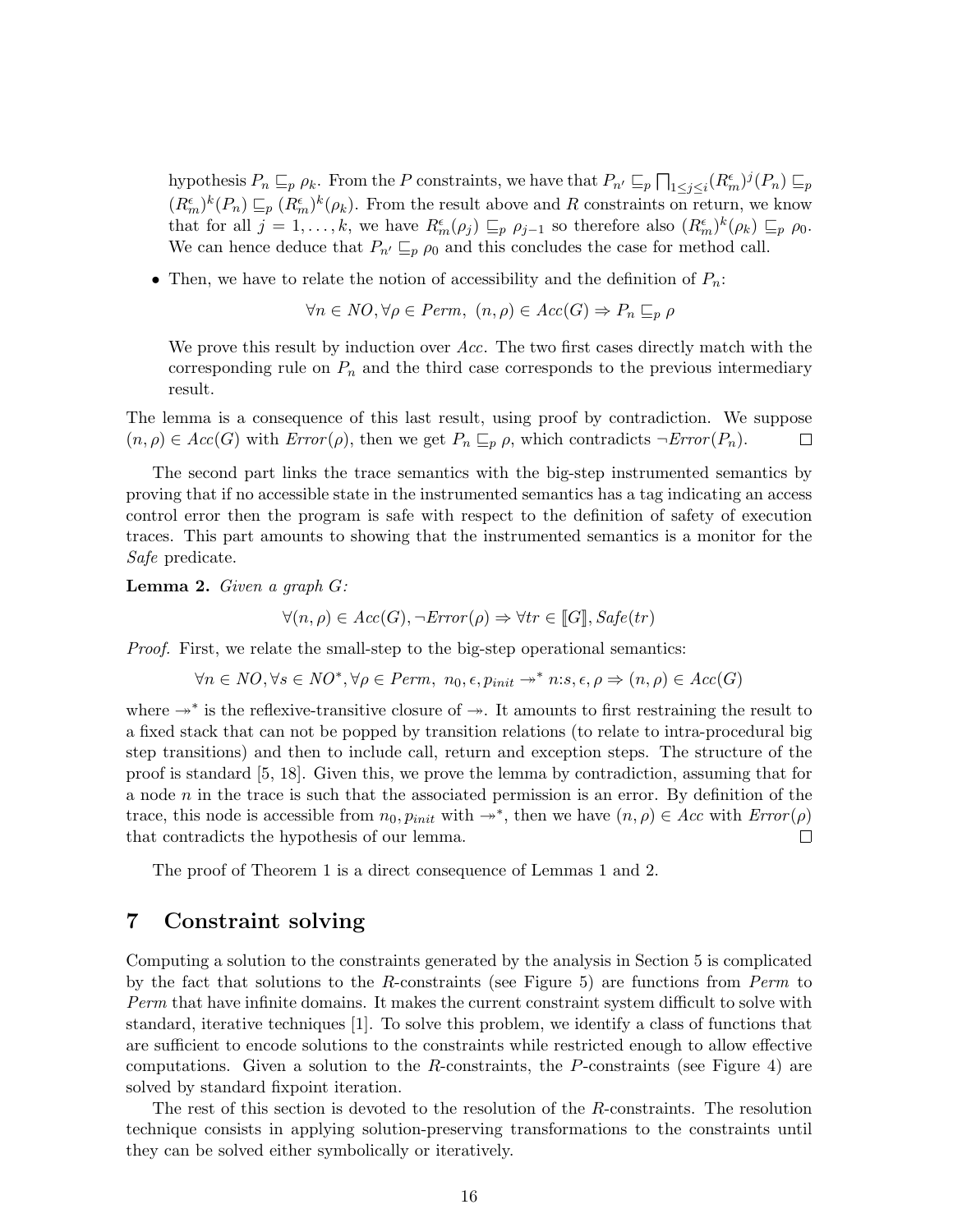hypothesis $P_n \sqsubseteq_p \rho_k$. From the $P$ constraints, we have that $P_{n'} \sqsubseteq_p \bigsqcap_{1\leq j\leq i}(R_m^\epsilon)^j(P_n) \sqsubseteq_p (R_m^\epsilon)^k(P_n) \sqsubseteq_p (R_m^\epsilon)^k(\rho_k)$. From the result above and $R$ constraints on return, we know that for all $j = 1, \ldots, k$, we have $R_m^\epsilon(\rho_j) \sqsubseteq_p \rho_{j-1}$ so therefore also $(R_m^\epsilon)^k(\rho_k) \sqsubseteq_p \rho_0$. We can hence deduce that $P_{n'} \sqsubseteq_p \rho_0$ and this concludes the case for method call.

- Then, we have to relate the notion of accessibility and the definition of $P_n$:

$$\forall n \in NO, \forall \rho \in Perm,\ (n, \rho) \in Acc(G) \Rightarrow P_n \sqsubseteq_p \rho$$

We prove this result by induction over $Acc$. The two first cases directly match with the corresponding rule on $P_n$ and the third case corresponds to the previous intermediary result.

The lemma is a consequence of this last result, using proof by contradiction. We suppose $(n, \rho) \in Acc(G)$ with $Error(\rho)$, then we get $P_n \sqsubseteq_p \rho$, which contradicts $\neg Error(P_n)$. □

The second part links the trace semantics with the big-step instrumented semantics by proving that if no accessible state in the instrumented semantics has a tag indicating an access control error then the program is safe with respect to the definition of safety of execution traces. This part amounts to showing that the instrumented semantics is a monitor for the *Safe* predicate.

**Lemma 2.** *Given a graph G:*

$$\forall (n, \rho) \in Acc(G), \neg Error(\rho) \Rightarrow \forall tr \in [\![G]\!], Safe(tr)$$

*Proof.* First, we relate the small-step to the big-step operational semantics:

$$\forall n \in NO, \forall s \in NO^*, \forall \rho \in Perm,\ n_0, \epsilon, p_{init} \twoheadrightarrow^* n{:}s, \epsilon, \rho \Rightarrow (n, \rho) \in Acc(G)$$

where $\twoheadrightarrow^*$ is the reflexive-transitive closure of $\twoheadrightarrow$. It amounts to first restraining the result to a fixed stack that can not be popped by transition relations (to relate to intra-procedural big step transitions) and then to include call, return and exception steps. The structure of the proof is standard [5, 18]. Given this, we prove the lemma by contradiction, assuming that for a node $n$ in the trace is such that the associated permission is an error. By definition of the trace, this node is accessible from $n_0, p_{init}$ with $\twoheadrightarrow^*$, then we have $(n, \rho) \in Acc$ with $Error(\rho)$ that contradicts the hypothesis of our lemma. □

The proof of Theorem 1 is a direct consequence of Lemmas 1 and 2.

# 7 Constraint solving

Computing a solution to the constraints generated by the analysis in Section 5 is complicated by the fact that solutions to the $R$-constraints (see Figure 5) are functions from *Perm* to *Perm* that have infinite domains. It makes the current constraint system difficult to solve with standard, iterative techniques [1]. To solve this problem, we identify a class of functions that are sufficient to encode solutions to the constraints while restricted enough to allow effective computations. Given a solution to the $R$-constraints, the $P$-constraints (see Figure 4) are solved by standard fixpoint iteration.

The rest of this section is devoted to the resolution of the $R$-constraints. The resolution technique consists in applying solution-preserving transformations to the constraints until they can be solved either symbolically or iteratively.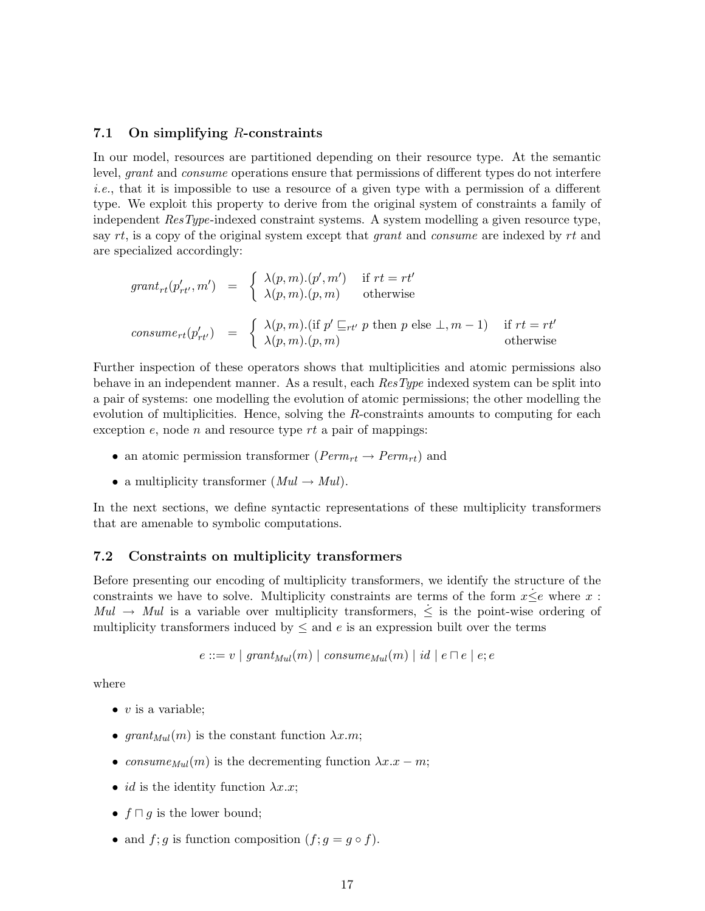### 7.1 On simplifying $R$-constraints

In our model, resources are partitioned depending on their resource type. At the semantic level, *grant* and *consume* operations ensure that permissions of different types do not interfere *i.e.*, that it is impossible to use a resource of a given type with a permission of a different type. We exploit this property to derive from the original system of constraints a family of independent *ResType*-indexed constraint systems. A system modelling a given resource type, say $rt$, is a copy of the original system except that *grant* and *consume* are indexed by $rt$ and are specialized accordingly:

$$
\mathit{grant}_{rt}(p'_{rt'}, m') = \begin{cases} \lambda(p,m).(p',m') & \text{if } rt = rt' \\ \lambda(p,m).(p,m) & \text{otherwise} \end{cases}
$$

$$
\mathit{consume}_{rt}(p'_{rt'}) = \begin{cases} \lambda(p,m).(\text{if } p' \sqsubseteq_{rt'} p \text{ then } p \text{ else } \bot, m-1) & \text{if } rt = rt' \\ \lambda(p,m).(p,m) & \text{otherwise} \end{cases}
$$

Further inspection of these operators shows that multiplicities and atomic permissions also behave in an independent manner. As a result, each *ResType* indexed system can be split into a pair of systems: one modelling the evolution of atomic permissions; the other modelling the evolution of multiplicities. Hence, solving the $R$-constraints amounts to computing for each exception $e$, node $n$ and resource type $rt$ a pair of mappings:

- an atomic permission transformer ($\mathit{Perm}_{rt} \to \mathit{Perm}_{rt}$) and
- a multiplicity transformer ($\mathit{Mul} \to \mathit{Mul}$).

In the next sections, we define syntactic representations of these multiplicity transformers that are amenable to symbolic computations.

### 7.2 Constraints on multiplicity transformers

Before presenting our encoding of multiplicity transformers, we identify the structure of the constraints we have to solve. Multiplicity constraints are terms of the form $x \dot{\leq} e$ where $x : \mathit{Mul} \to \mathit{Mul}$ is a variable over multiplicity transformers, $\dot{\leq}$ is the point-wise ordering of multiplicity transformers induced by $\leq$ and $e$ is an expression built over the terms

$$
e ::= v \mid \mathit{grant}_{\mathit{Mul}}(m) \mid \mathit{consume}_{\mathit{Mul}}(m) \mid id \mid e \sqcap e \mid e; e
$$

where

- $v$ is a variable;
- $\mathit{grant}_{\mathit{Mul}}(m)$ is the constant function $\lambda x.m$;
- $\mathit{consume}_{\mathit{Mul}}(m)$ is the decrementing function $\lambda x.x - m$;
- $id$ is the identity function $\lambda x.x$;
- $f \sqcap g$ is the lower bound;
- and $f; g$ is function composition ($f; g = g \circ f$).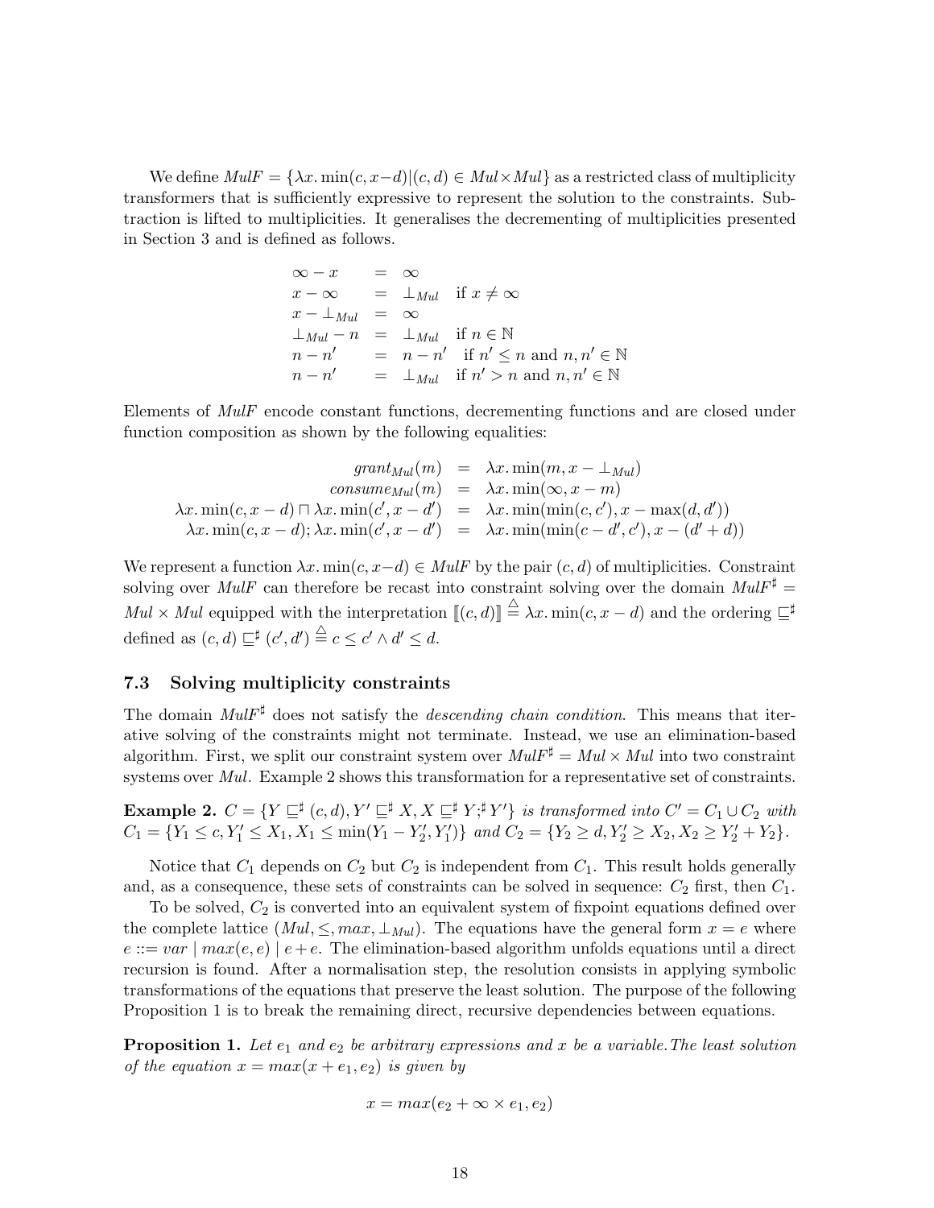We define $MulF = \{\lambda x. \min(c, x-d) | (c, d) \in Mul \times Mul\}$ as a restricted class of multiplicity transformers that is sufficiently expressive to represent the solution to the constraints. Subtraction is lifted to multiplicities. It generalises the decrementing of multiplicities presented in Section 3 and is defined as follows.

$$
\begin{array}{lcll}
\infty - x & = & \infty & \\
x - \infty & = & \bot_{Mul} & \text{if } x \neq \infty \\
x - \bot_{Mul} & = & \infty & \\
\bot_{Mul} - n & = & \bot_{Mul} & \text{if } n \in \mathbb{N} \\
n - n' & = & n - n' & \text{if } n' \leq n \text{ and } n, n' \in \mathbb{N} \\
n - n' & = & \bot_{Mul} & \text{if } n' > n \text{ and } n, n' \in \mathbb{N}
\end{array}
$$

Elements of *MulF* encode constant functions, decrementing functions and are closed under function composition as shown by the following equalities:

$$
\begin{array}{rcl}
grant_{Mul}(m) & = & \lambda x. \min(m, x - \bot_{Mul}) \\
consume_{Mul}(m) & = & \lambda x. \min(\infty, x - m) \\
\lambda x. \min(c, x - d) \sqcap \lambda x. \min(c', x - d') & = & \lambda x. \min(\min(c, c'), x - \max(d, d')) \\
\lambda x. \min(c, x - d); \lambda x. \min(c', x - d') & = & \lambda x. \min(\min(c - d', c'), x - (d' + d))
\end{array}
$$

We represent a function $\lambda x. \min(c, x-d) \in MulF$ by the pair $(c, d)$ of multiplicities. Constraint solving over *MulF* can therefore be recast into constraint solving over the domain $MulF^\sharp = Mul \times Mul$ equipped with the interpretation $[\![(c, d)]\!] \stackrel{\triangle}{=} \lambda x. \min(c, x - d)$ and the ordering $\sqsubseteq^\sharp$ defined as $(c, d) \sqsubseteq^\sharp (c', d') \stackrel{\triangle}{=} c \leq c' \wedge d' \leq d$.

### 7.3 Solving multiplicity constraints

The domain $MulF^\sharp$ does not satisfy the *descending chain condition*. This means that iterative solving of the constraints might not terminate. Instead, we use an elimination-based algorithm. First, we split our constraint system over $MulF^\sharp = Mul \times Mul$ into two constraint systems over *Mul*. Example 2 shows this transformation for a representative set of constraints.

**Example 2.** *$C = \{Y \sqsubseteq^\sharp (c, d), Y' \sqsubseteq^\sharp X, X \sqsubseteq^\sharp Y ;^\sharp Y'\}$ is transformed into $C' = C_1 \cup C_2$ with $C_1 = \{Y_1 \leq c, Y_1' \leq X_1, X_1 \leq \min(Y_1 - Y_2', Y_1')\}$ and $C_2 = \{Y_2 \geq d, Y_2' \geq X_2, X_2 \geq Y_2' + Y_2\}$.*

Notice that $C_1$ depends on $C_2$ but $C_2$ is independent from $C_1$. This result holds generally and, as a consequence, these sets of constraints can be solved in sequence: $C_2$ first, then $C_1$.

To be solved, $C_2$ is converted into an equivalent system of fixpoint equations defined over the complete lattice $(Mul, \leq, max, \bot_{Mul})$. The equations have the general form $x = e$ where $e ::= var \mid max(e, e) \mid e + e$. The elimination-based algorithm unfolds equations until a direct recursion is found. After a normalisation step, the resolution consists in applying symbolic transformations of the equations that preserve the least solution. The purpose of the following Proposition 1 is to break the remaining direct, recursive dependencies between equations.

**Proposition 1.** *Let $e_1$ and $e_2$ be arbitrary expressions and $x$ be a variable. The least solution of the equation $x = max(x + e_1, e_2)$ is given by*

$$x = max(e_2 + \infty \times e_1, e_2)$$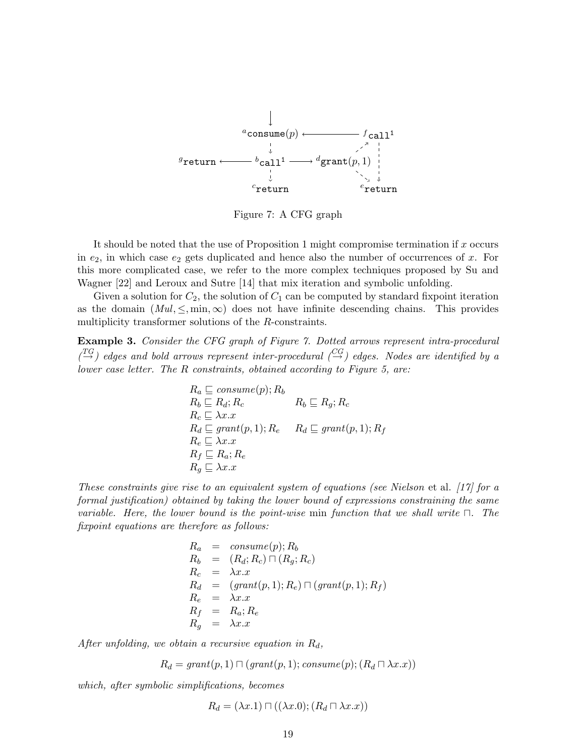Figure 7: A CFG graph

It should be noted that the use of Proposition 1 might compromise termination if $x$ occurs in $e_2$, in which case $e_2$ gets duplicated and hence also the number of occurrences of $x$. For this more complicated case, we refer to the more complex techniques proposed by Su and Wagner [22] and Leroux and Sutre [14] that mix iteration and symbolic unfolding.

Given a solution for $C_2$, the solution of $C_1$ can be computed by standard fixpoint iteration as the domain $(Mul, \leq, \min, \infty)$ does not have infinite descending chains. This provides multiplicity transformer solutions of the $R$-constraints.

**Example 3.** *Consider the CFG graph of Figure 7. Dotted arrows represent intra-procedural ($\stackrel{TG}{\rightarrow}$) edges and bold arrows represent inter-procedural ($\stackrel{CG}{\rightarrow}$) edges. Nodes are identified by a lower case letter. The R constraints, obtained according to Figure 5, are:*

$$
\begin{array}{ll}
R_a \sqsubseteq consume(p); R_b & \\
R_b \sqsubseteq R_d; R_c & R_b \sqsubseteq R_g; R_c \\
R_c \sqsubseteq \lambda x.x & \\
R_d \sqsubseteq grant(p,1); R_e & R_d \sqsubseteq grant(p,1); R_f \\
R_e \sqsubseteq \lambda x.x & \\
R_f \sqsubseteq R_a; R_e & \\
R_g \sqsubseteq \lambda x.x &
\end{array}
$$

*These constraints give rise to an equivalent system of equations (see Nielson* et al. *[17] for a formal justification) obtained by taking the lower bound of expressions constraining the same variable. Here, the lower bound is the point-wise* min *function that we shall write $\sqcap$. The fixpoint equations are therefore as follows:*

$$
\begin{array}{lcl}
R_a & = & consume(p); R_b \\
R_b & = & (R_d; R_c) \sqcap (R_g; R_c) \\
R_c & = & \lambda x.x \\
R_d & = & (grant(p,1); R_e) \sqcap (grant(p,1); R_f) \\
R_e & = & \lambda x.x \\
R_f & = & R_a; R_e \\
R_g & = & \lambda x.x
\end{array}
$$

*After unfolding, we obtain a recursive equation in $R_d$,*

$$R_d = grant(p,1) \sqcap (grant(p,1); consume(p); (R_d \sqcap \lambda x.x))$$

*which, after symbolic simplifications, becomes*

$$R_d = (\lambda x.1) \sqcap ((\lambda x.0); (R_d \sqcap \lambda x.x))$$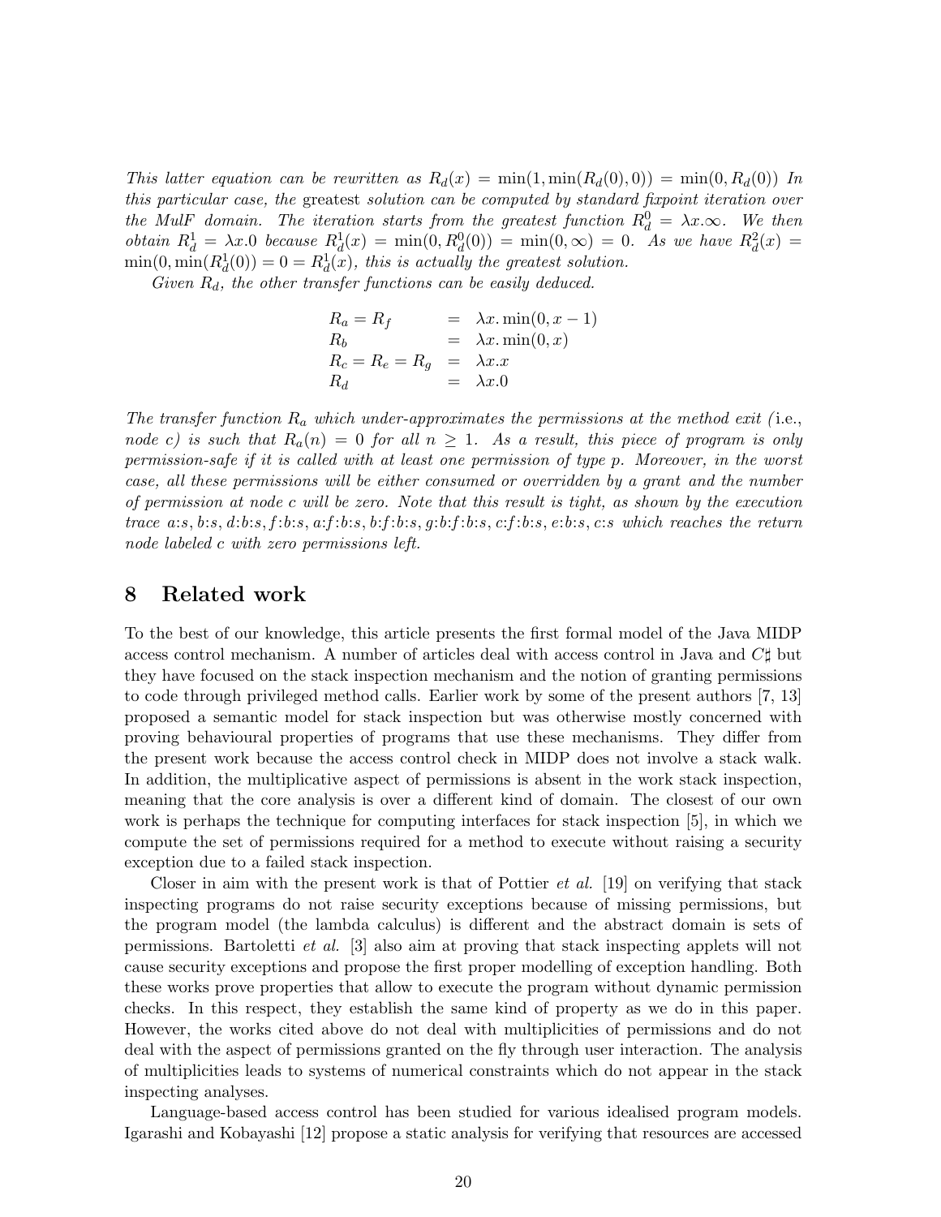*This latter equation can be rewritten as* $R_d(x) = \min(1, \min(R_d(0), 0)) = \min(0, R_d(0))$ *In this particular case, the* greatest *solution can be computed by standard fixpoint iteration over the MulF domain. The iteration starts from the greatest function* $R_d^0 = \lambda x.\infty$*. We then obtain* $R_d^1 = \lambda x.0$ *because* $R_d^1(x) = \min(0, R_d^0(0)) = \min(0, \infty) = 0$*. As we have* $R_d^2(x) = \min(0, \min(R_d^1(0)) = 0 = R_d^1(x)$*, this is actually the greatest solution.*

*Given* $R_d$*, the other transfer functions can be easily deduced.*

$$
\begin{array}{lcl}
R_a = R_f & = & \lambda x. \min(0, x-1) \\
R_b & = & \lambda x. \min(0, x) \\
R_c = R_e = R_g & = & \lambda x. x \\
R_d & = & \lambda x. 0
\end{array}
$$

*The transfer function* $R_a$ *which under-approximates the permissions at the method exit (*i.e.*, node* $c$*) is such that* $R_a(n) = 0$ *for all* $n \geq 1$*. As a result, this piece of program is only permission-safe if it is called with at least one permission of type* $p$*. Moreover, in the worst case, all these permissions will be either consumed or overridden by a grant and the number of permission at node* $c$ *will be zero. Note that this result is tight, as shown by the execution trace* $a{:}s$, $b{:}s$, $d{:}b{:}s$, $f{:}b{:}s$, $a{:}f{:}b{:}s$, $b{:}f{:}b{:}s$, $g{:}b{:}f{:}b{:}s$, $c{:}f{:}b{:}s$, $e{:}b{:}s$, $c{:}s$ *which reaches the return node labeled* $c$ *with zero permissions left.*

## 8 Related work

To the best of our knowledge, this article presents the first formal model of the Java MIDP access control mechanism. A number of articles deal with access control in Java and $C\sharp$ but they have focused on the stack inspection mechanism and the notion of granting permissions to code through privileged method calls. Earlier work by some of the present authors [7, 13] proposed a semantic model for stack inspection but was otherwise mostly concerned with proving behavioural properties of programs that use these mechanisms. They differ from the present work because the access control check in MIDP does not involve a stack walk. In addition, the multiplicative aspect of permissions is absent in the work stack inspection, meaning that the core analysis is over a different kind of domain. The closest of our own work is perhaps the technique for computing interfaces for stack inspection [5], in which we compute the set of permissions required for a method to execute without raising a security exception due to a failed stack inspection.

Closer in aim with the present work is that of Pottier *et al.* [19] on verifying that stack inspecting programs do not raise security exceptions because of missing permissions, but the program model (the lambda calculus) is different and the abstract domain is sets of permissions. Bartoletti *et al.* [3] also aim at proving that stack inspecting applets will not cause security exceptions and propose the first proper modelling of exception handling. Both these works prove properties that allow to execute the program without dynamic permission checks. In this respect, they establish the same kind of property as we do in this paper. However, the works cited above do not deal with multiplicities of permissions and do not deal with the aspect of permissions granted on the fly through user interaction. The analysis of multiplicities leads to systems of numerical constraints which do not appear in the stack inspecting analyses.

Language-based access control has been studied for various idealised program models. Igarashi and Kobayashi [12] propose a static analysis for verifying that resources are accessed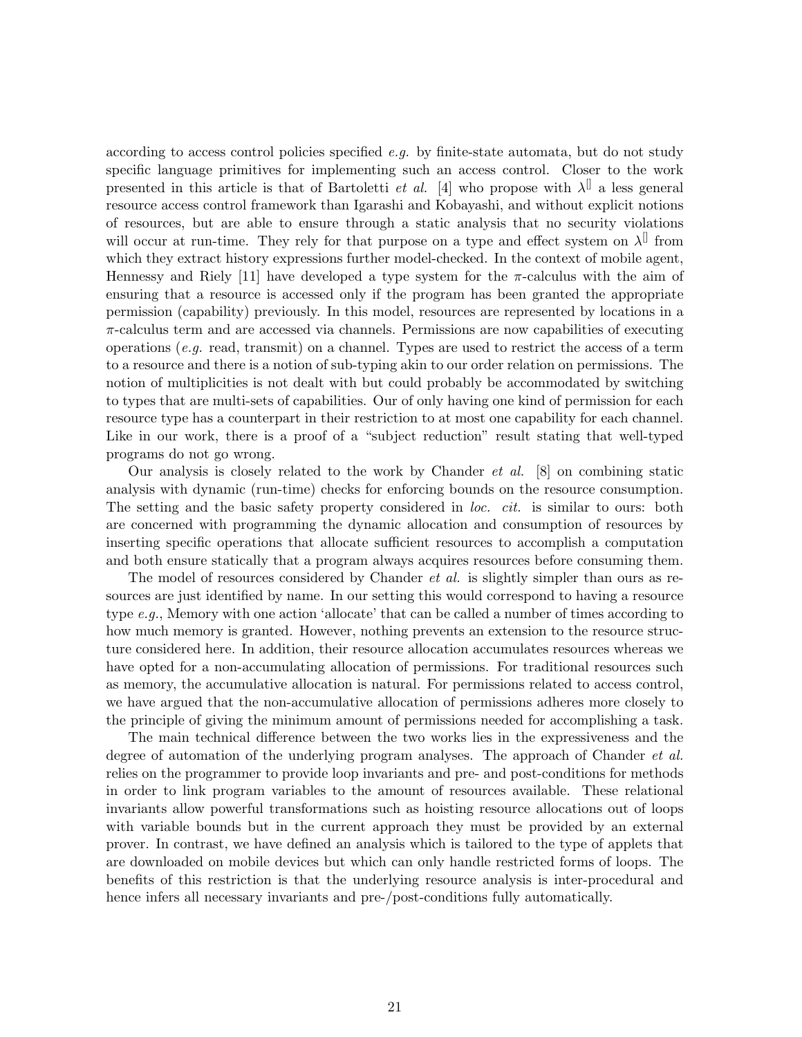according to access control policies specified *e.g.* by finite-state automata, but do not study specific language primitives for implementing such an access control. Closer to the work presented in this article is that of Bartoletti *et al.* [4] who propose with $\lambda^{[]}$ a less general resource access control framework than Igarashi and Kobayashi, and without explicit notions of resources, but are able to ensure through a static analysis that no security violations will occur at run-time. They rely for that purpose on a type and effect system on $\lambda^{[]}$ from which they extract history expressions further model-checked. In the context of mobile agent, Hennessy and Riely [11] have developed a type system for the $\pi$-calculus with the aim of ensuring that a resource is accessed only if the program has been granted the appropriate permission (capability) previously. In this model, resources are represented by locations in a $\pi$-calculus term and are accessed via channels. Permissions are now capabilities of executing operations (*e.g.* read, transmit) on a channel. Types are used to restrict the access of a term to a resource and there is a notion of sub-typing akin to our order relation on permissions. The notion of multiplicities is not dealt with but could probably be accommodated by switching to types that are multi-sets of capabilities. Our of only having one kind of permission for each resource type has a counterpart in their restriction to at most one capability for each channel. Like in our work, there is a proof of a "subject reduction" result stating that well-typed programs do not go wrong.

Our analysis is closely related to the work by Chander *et al.* [8] on combining static analysis with dynamic (run-time) checks for enforcing bounds on the resource consumption. The setting and the basic safety property considered in *loc. cit.* is similar to ours: both are concerned with programming the dynamic allocation and consumption of resources by inserting specific operations that allocate sufficient resources to accomplish a computation and both ensure statically that a program always acquires resources before consuming them.

The model of resources considered by Chander *et al.* is slightly simpler than ours as resources are just identified by name. In our setting this would correspond to having a resource type *e.g.*, Memory with one action 'allocate' that can be called a number of times according to how much memory is granted. However, nothing prevents an extension to the resource structure considered here. In addition, their resource allocation accumulates resources whereas we have opted for a non-accumulating allocation of permissions. For traditional resources such as memory, the accumulative allocation is natural. For permissions related to access control, we have argued that the non-accumulative allocation of permissions adheres more closely to the principle of giving the minimum amount of permissions needed for accomplishing a task.

The main technical difference between the two works lies in the expressiveness and the degree of automation of the underlying program analyses. The approach of Chander *et al.* relies on the programmer to provide loop invariants and pre- and post-conditions for methods in order to link program variables to the amount of resources available. These relational invariants allow powerful transformations such as hoisting resource allocations out of loops with variable bounds but in the current approach they must be provided by an external prover. In contrast, we have defined an analysis which is tailored to the type of applets that are downloaded on mobile devices but which can only handle restricted forms of loops. The benefits of this restriction is that the underlying resource analysis is inter-procedural and hence infers all necessary invariants and pre-/post-conditions fully automatically.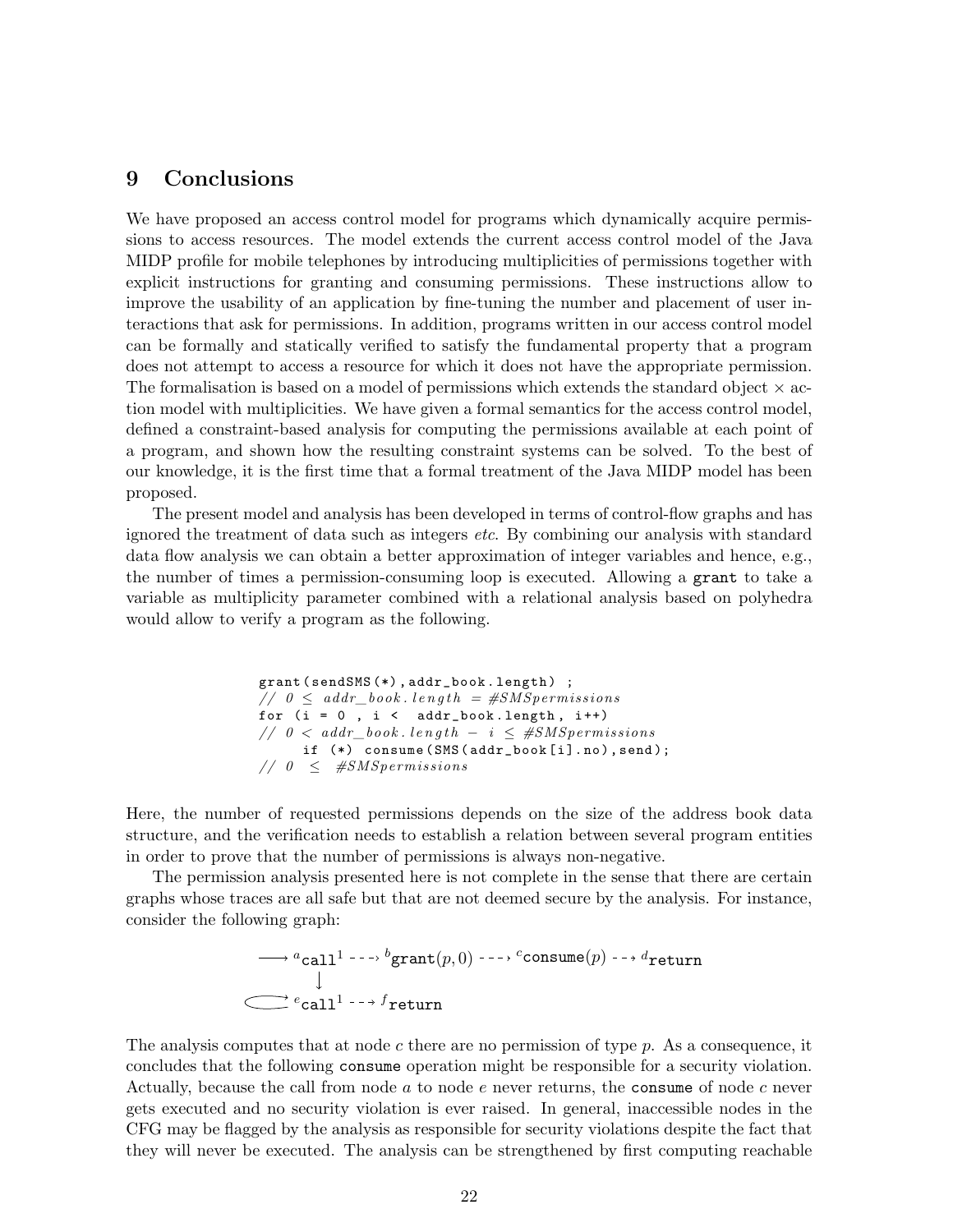## 9 Conclusions

We have proposed an access control model for programs which dynamically acquire permissions to access resources. The model extends the current access control model of the Java MIDP profile for mobile telephones by introducing multiplicities of permissions together with explicit instructions for granting and consuming permissions. These instructions allow to improve the usability of an application by fine-tuning the number and placement of user interactions that ask for permissions. In addition, programs written in our access control model can be formally and statically verified to satisfy the fundamental property that a program does not attempt to access a resource for which it does not have the appropriate permission. The formalisation is based on a model of permissions which extends the standard object $\times$ action model with multiplicities. We have given a formal semantics for the access control model, defined a constraint-based analysis for computing the permissions available at each point of a program, and shown how the resulting constraint systems can be solved. To the best of our knowledge, it is the first time that a formal treatment of the Java MIDP model has been proposed.

The present model and analysis has been developed in terms of control-flow graphs and has ignored the treatment of data such as integers *etc.* By combining our analysis with standard data flow analysis we can obtain a better approximation of integer variables and hence, e.g., the number of times a permission-consuming loop is executed. Allowing a `grant` to take a variable as multiplicity parameter combined with a relational analysis based on polyhedra would allow to verify a program as the following.

```
grant(sendSMS(*),addr_book.length) ;
// 0 ≤ addr_book.length = #SMSpermissions
for (i = 0 , i <  addr_book.length, i++)
// 0 < addr_book.length − i ≤ #SMSpermissions
     if (*) consume(SMS(addr_book[i].no),send);
// 0  ≤  #SMSpermissions
```

Here, the number of requested permissions depends on the size of the address book data structure, and the verification needs to establish a relation between several program entities in order to prove that the number of permissions is always non-negative.

The permission analysis presented here is not complete in the sense that there are certain graphs whose traces are all safe but that are not deemed secure by the analysis. For instance, consider the following graph:

$$\longrightarrow {}^{a}\texttt{call}^{1} \dashrightarrow {}^{b}\texttt{grant}(p,0) \dashrightarrow {}^{c}\texttt{consume}(p) \dashrightarrow {}^{d}\texttt{return}$$
$$\downarrow$$
$$\circlearrowleft {}^{e}\texttt{call}^{1} \dashrightarrow {}^{f}\texttt{return}$$

The analysis computes that at node $c$ there are no permission of type $p$. As a consequence, it concludes that the following `consume` operation might be responsible for a security violation. Actually, because the call from node $a$ to node $e$ never returns, the `consume` of node $c$ never gets executed and no security violation is ever raised. In general, inaccessible nodes in the CFG may be flagged by the analysis as responsible for security violations despite the fact that they will never be executed. The analysis can be strengthened by first computing reachable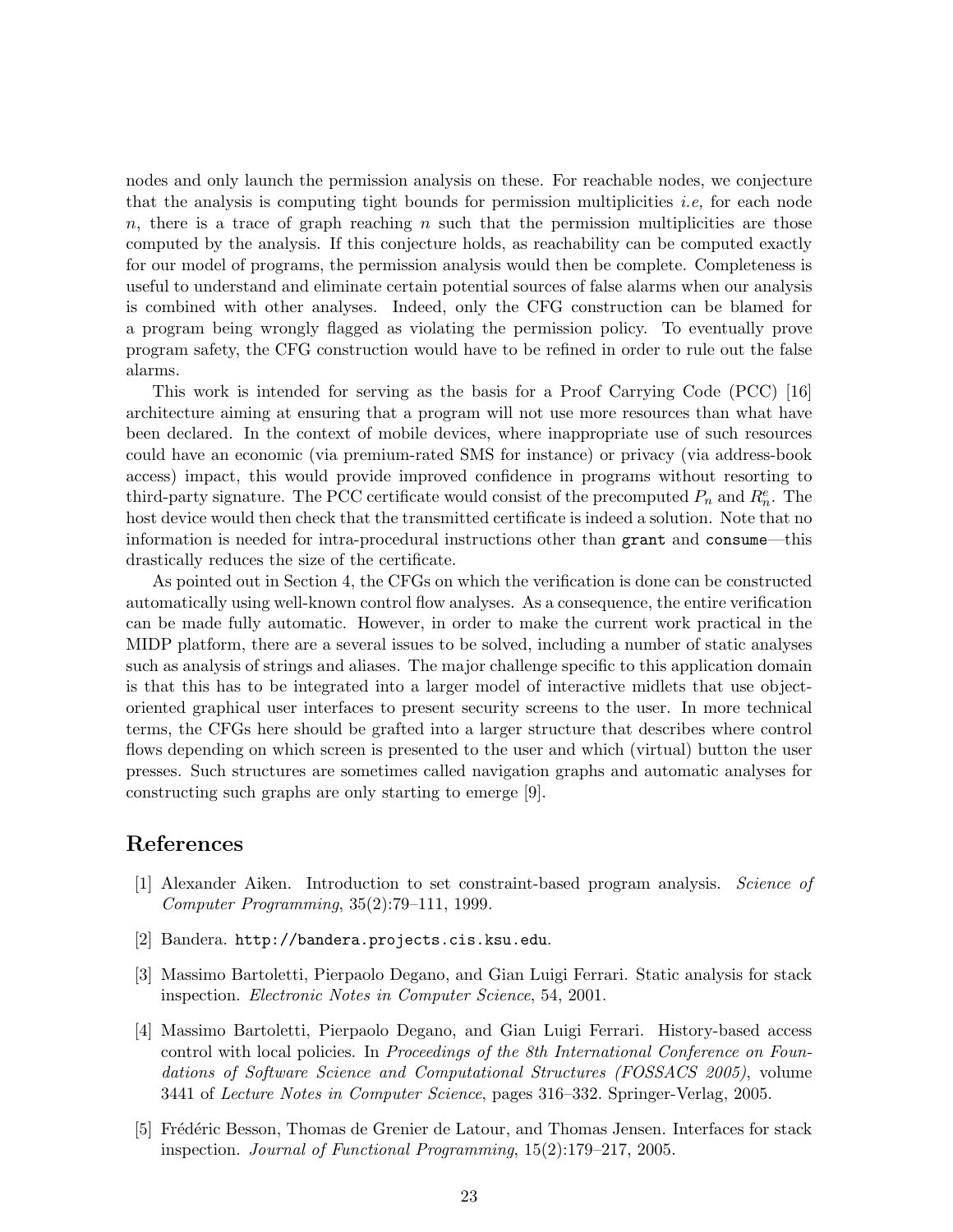nodes and only launch the permission analysis on these. For reachable nodes, we conjecture that the analysis is computing tight bounds for permission multiplicities *i.e,* for each node $n$, there is a trace of graph reaching $n$ such that the permission multiplicities are those computed by the analysis. If this conjecture holds, as reachability can be computed exactly for our model of programs, the permission analysis would then be complete. Completeness is useful to understand and eliminate certain potential sources of false alarms when our analysis is combined with other analyses. Indeed, only the CFG construction can be blamed for a program being wrongly flagged as violating the permission policy. To eventually prove program safety, the CFG construction would have to be refined in order to rule out the false alarms.

This work is intended for serving as the basis for a Proof Carrying Code (PCC) [16] architecture aiming at ensuring that a program will not use more resources than what have been declared. In the context of mobile devices, where inappropriate use of such resources could have an economic (via premium-rated SMS for instance) or privacy (via address-book access) impact, this would provide improved confidence in programs without resorting to third-party signature. The PCC certificate would consist of the precomputed $P_n$ and $R_n^e$. The host device would then check that the transmitted certificate is indeed a solution. Note that no information is needed for intra-procedural instructions other than `grant` and `consume`—this drastically reduces the size of the certificate.

As pointed out in Section 4, the CFGs on which the verification is done can be constructed automatically using well-known control flow analyses. As a consequence, the entire verification can be made fully automatic. However, in order to make the current work practical in the MIDP platform, there are a several issues to be solved, including a number of static analyses such as analysis of strings and aliases. The major challenge specific to this application domain is that this has to be integrated into a larger model of interactive midlets that use object-oriented graphical user interfaces to present security screens to the user. In more technical terms, the CFGs here should be grafted into a larger structure that describes where control flows depending on which screen is presented to the user and which (virtual) button the user presses. Such structures are sometimes called navigation graphs and automatic analyses for constructing such graphs are only starting to emerge [9].

## References

[1] Alexander Aiken. Introduction to set constraint-based program analysis. *Science of Computer Programming*, 35(2):79–111, 1999.

[2] Bandera. `http://bandera.projects.cis.ksu.edu`.

[3] Massimo Bartoletti, Pierpaolo Degano, and Gian Luigi Ferrari. Static analysis for stack inspection. *Electronic Notes in Computer Science*, 54, 2001.

[4] Massimo Bartoletti, Pierpaolo Degano, and Gian Luigi Ferrari. History-based access control with local policies. In *Proceedings of the 8th International Conference on Foundations of Software Science and Computational Structures (FOSSACS 2005)*, volume 3441 of *Lecture Notes in Computer Science*, pages 316–332. Springer-Verlag, 2005.

[5] Frédéric Besson, Thomas de Grenier de Latour, and Thomas Jensen. Interfaces for stack inspection. *Journal of Functional Programming*, 15(2):179–217, 2005.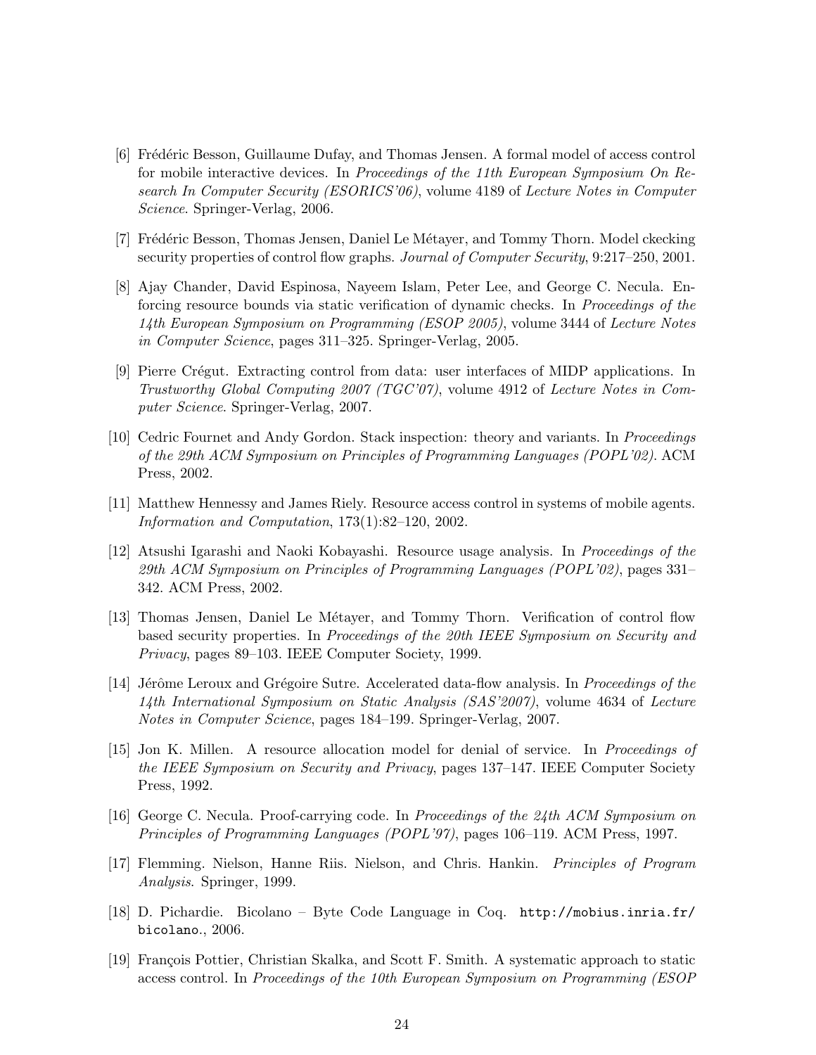[6] Frédéric Besson, Guillaume Dufay, and Thomas Jensen. A formal model of access control for mobile interactive devices. In *Proceedings of the 11th European Symposium On Research In Computer Security (ESORICS'06)*, volume 4189 of *Lecture Notes in Computer Science*. Springer-Verlag, 2006.

[7] Frédéric Besson, Thomas Jensen, Daniel Le Métayer, and Tommy Thorn. Model ckecking security properties of control flow graphs. *Journal of Computer Security*, 9:217–250, 2001.

[8] Ajay Chander, David Espinosa, Nayeem Islam, Peter Lee, and George C. Necula. Enforcing resource bounds via static verification of dynamic checks. In *Proceedings of the 14th European Symposium on Programming (ESOP 2005)*, volume 3444 of *Lecture Notes in Computer Science*, pages 311–325. Springer-Verlag, 2005.

[9] Pierre Crégut. Extracting control from data: user interfaces of MIDP applications. In *Trustworthy Global Computing 2007 (TGC'07)*, volume 4912 of *Lecture Notes in Computer Science*. Springer-Verlag, 2007.

[10] Cedric Fournet and Andy Gordon. Stack inspection: theory and variants. In *Proceedings of the 29th ACM Symposium on Principles of Programming Languages (POPL'02)*. ACM Press, 2002.

[11] Matthew Hennessy and James Riely. Resource access control in systems of mobile agents. *Information and Computation*, 173(1):82–120, 2002.

[12] Atsushi Igarashi and Naoki Kobayashi. Resource usage analysis. In *Proceedings of the 29th ACM Symposium on Principles of Programming Languages (POPL'02)*, pages 331–342. ACM Press, 2002.

[13] Thomas Jensen, Daniel Le Métayer, and Tommy Thorn. Verification of control flow based security properties. In *Proceedings of the 20th IEEE Symposium on Security and Privacy*, pages 89–103. IEEE Computer Society, 1999.

[14] Jérôme Leroux and Grégoire Sutre. Accelerated data-flow analysis. In *Proceedings of the 14th International Symposium on Static Analysis (SAS'2007)*, volume 4634 of *Lecture Notes in Computer Science*, pages 184–199. Springer-Verlag, 2007.

[15] Jon K. Millen. A resource allocation model for denial of service. In *Proceedings of the IEEE Symposium on Security and Privacy*, pages 137–147. IEEE Computer Society Press, 1992.

[16] George C. Necula. Proof-carrying code. In *Proceedings of the 24th ACM Symposium on Principles of Programming Languages (POPL'97)*, pages 106–119. ACM Press, 1997.

[17] Flemming. Nielson, Hanne Riis. Nielson, and Chris. Hankin. *Principles of Program Analysis*. Springer, 1999.

[18] D. Pichardie. Bicolano – Byte Code Language in Coq. `http://mobius.inria.fr/bicolano.`, 2006.

[19] François Pottier, Christian Skalka, and Scott F. Smith. A systematic approach to static access control. In *Proceedings of the 10th European Symposium on Programming (ESOP*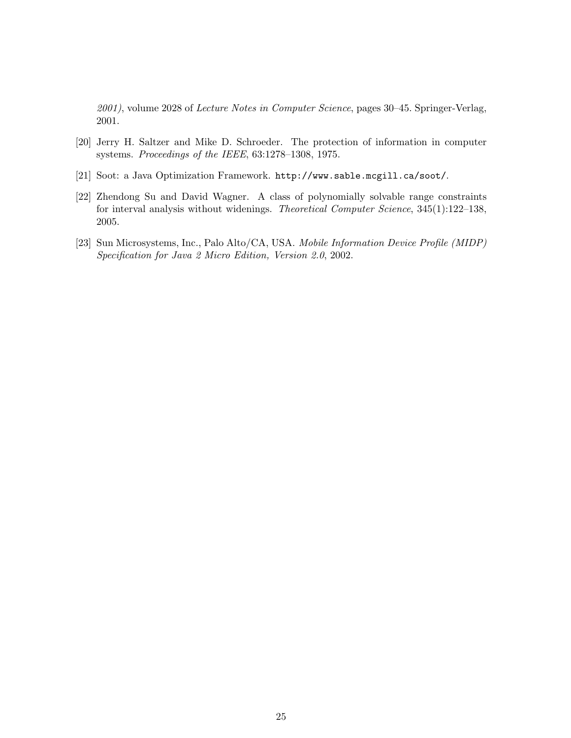*2001)*, volume 2028 of *Lecture Notes in Computer Science*, pages 30–45. Springer-Verlag, 2001.

[20] Jerry H. Saltzer and Mike D. Schroeder. The protection of information in computer systems. *Proceedings of the IEEE*, 63:1278–1308, 1975.

[21] Soot: a Java Optimization Framework. `http://www.sable.mcgill.ca/soot/`.

[22] Zhendong Su and David Wagner. A class of polynomially solvable range constraints for interval analysis without widenings. *Theoretical Computer Science*, 345(1):122–138, 2005.

[23] Sun Microsystems, Inc., Palo Alto/CA, USA. *Mobile Information Device Profile (MIDP) Specification for Java 2 Micro Edition, Version 2.0*, 2002.